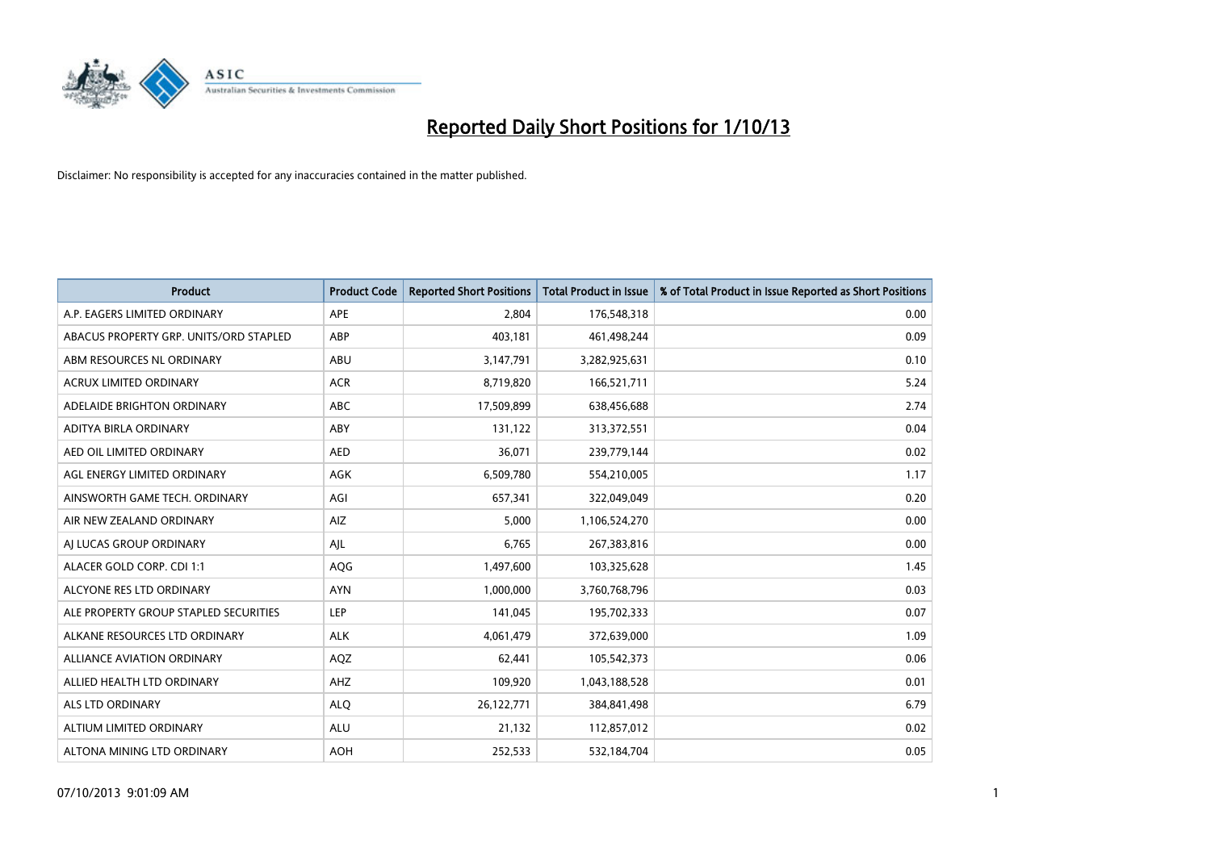# Reported Daily Short Positions for 1/10/13

Disclaimer: No responsibility is accepted for any inaccuracies contained in the matter published.

| Product | Product Code | Reported Short Positions | Total Product in Issue | % of Total Product in Issue Reported as Short Positions |
|---|---|---|---|---|
| A.P. EAGERS LIMITED ORDINARY | APE | 2,804 | 176,548,318 | 0.00 |
| ABACUS PROPERTY GRP. UNITS/ORD STAPLED | ABP | 403,181 | 461,498,244 | 0.09 |
| ABM RESOURCES NL ORDINARY | ABU | 3,147,791 | 3,282,925,631 | 0.10 |
| ACRUX LIMITED ORDINARY | ACR | 8,719,820 | 166,521,711 | 5.24 |
| ADELAIDE BRIGHTON ORDINARY | ABC | 17,509,899 | 638,456,688 | 2.74 |
| ADITYA BIRLA ORDINARY | ABY | 131,122 | 313,372,551 | 0.04 |
| AED OIL LIMITED ORDINARY | AED | 36,071 | 239,779,144 | 0.02 |
| AGL ENERGY LIMITED ORDINARY | AGK | 6,509,780 | 554,210,005 | 1.17 |
| AINSWORTH GAME TECH. ORDINARY | AGI | 657,341 | 322,049,049 | 0.20 |
| AIR NEW ZEALAND ORDINARY | AIZ | 5,000 | 1,106,524,270 | 0.00 |
| AJ LUCAS GROUP ORDINARY | AJL | 6,765 | 267,383,816 | 0.00 |
| ALACER GOLD CORP. CDI 1:1 | AQG | 1,497,600 | 103,325,628 | 1.45 |
| ALCYONE RES LTD ORDINARY | AYN | 1,000,000 | 3,760,768,796 | 0.03 |
| ALE PROPERTY GROUP STAPLED SECURITIES | LEP | 141,045 | 195,702,333 | 0.07 |
| ALKANE RESOURCES LTD ORDINARY | ALK | 4,061,479 | 372,639,000 | 1.09 |
| ALLIANCE AVIATION ORDINARY | AQZ | 62,441 | 105,542,373 | 0.06 |
| ALLIED HEALTH LTD ORDINARY | AHZ | 109,920 | 1,043,188,528 | 0.01 |
| ALS LTD ORDINARY | ALQ | 26,122,771 | 384,841,498 | 6.79 |
| ALTIUM LIMITED ORDINARY | ALU | 21,132 | 112,857,012 | 0.02 |
| ALTONA MINING LTD ORDINARY | AOH | 252,533 | 532,184,704 | 0.05 |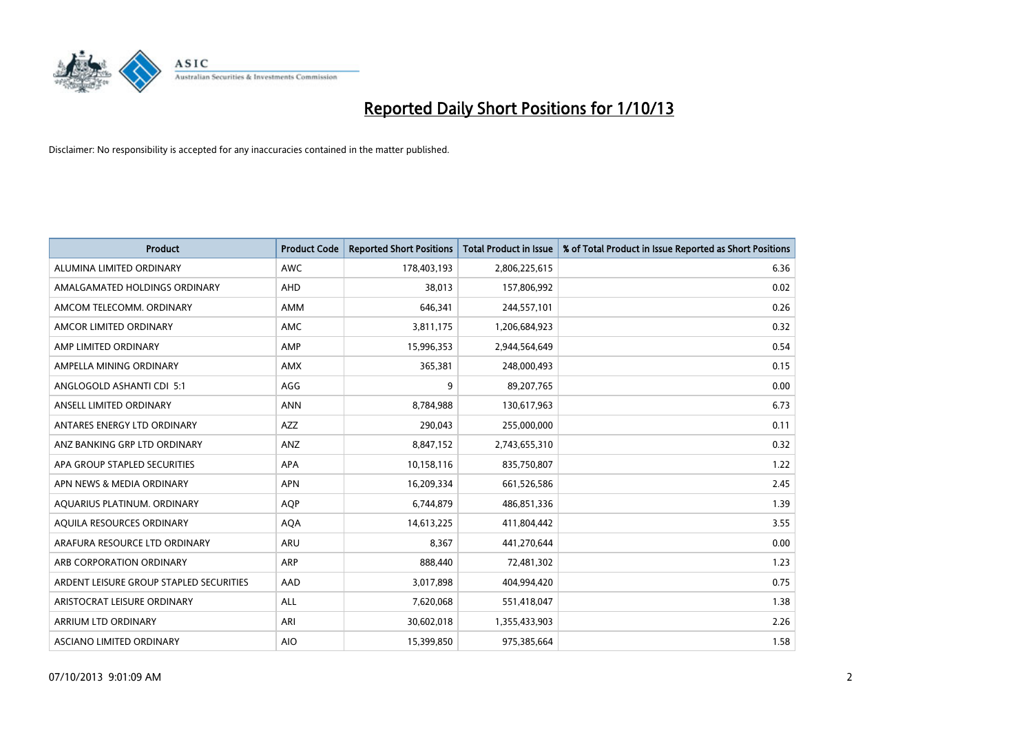# Reported Daily Short Positions for 1/10/13

Disclaimer: No responsibility is accepted for any inaccuracies contained in the matter published.

| Product | Product Code | Reported Short Positions | Total Product in Issue | % of Total Product in Issue Reported as Short Positions |
|---|---|---|---|---|
| ALUMINA LIMITED ORDINARY | AWC | 178,403,193 | 2,806,225,615 | 6.36 |
| AMALGAMATED HOLDINGS ORDINARY | AHD | 38,013 | 157,806,992 | 0.02 |
| AMCOM TELECOMM. ORDINARY | AMM | 646,341 | 244,557,101 | 0.26 |
| AMCOR LIMITED ORDINARY | AMC | 3,811,175 | 1,206,684,923 | 0.32 |
| AMP LIMITED ORDINARY | AMP | 15,996,353 | 2,944,564,649 | 0.54 |
| AMPELLA MINING ORDINARY | AMX | 365,381 | 248,000,493 | 0.15 |
| ANGLOGOLD ASHANTI CDI 5:1 | AGG | 9 | 89,207,765 | 0.00 |
| ANSELL LIMITED ORDINARY | ANN | 8,784,988 | 130,617,963 | 6.73 |
| ANTARES ENERGY LTD ORDINARY | AZZ | 290,043 | 255,000,000 | 0.11 |
| ANZ BANKING GRP LTD ORDINARY | ANZ | 8,847,152 | 2,743,655,310 | 0.32 |
| APA GROUP STAPLED SECURITIES | APA | 10,158,116 | 835,750,807 | 1.22 |
| APN NEWS & MEDIA ORDINARY | APN | 16,209,334 | 661,526,586 | 2.45 |
| AQUARIUS PLATINUM. ORDINARY | AQP | 6,744,879 | 486,851,336 | 1.39 |
| AQUILA RESOURCES ORDINARY | AQA | 14,613,225 | 411,804,442 | 3.55 |
| ARAFURA RESOURCE LTD ORDINARY | ARU | 8,367 | 441,270,644 | 0.00 |
| ARB CORPORATION ORDINARY | ARP | 888,440 | 72,481,302 | 1.23 |
| ARDENT LEISURE GROUP STAPLED SECURITIES | AAD | 3,017,898 | 404,994,420 | 0.75 |
| ARISTOCRAT LEISURE ORDINARY | ALL | 7,620,068 | 551,418,047 | 1.38 |
| ARRIUM LTD ORDINARY | ARI | 30,602,018 | 1,355,433,903 | 2.26 |
| ASCIANO LIMITED ORDINARY | AIO | 15,399,850 | 975,385,664 | 1.58 |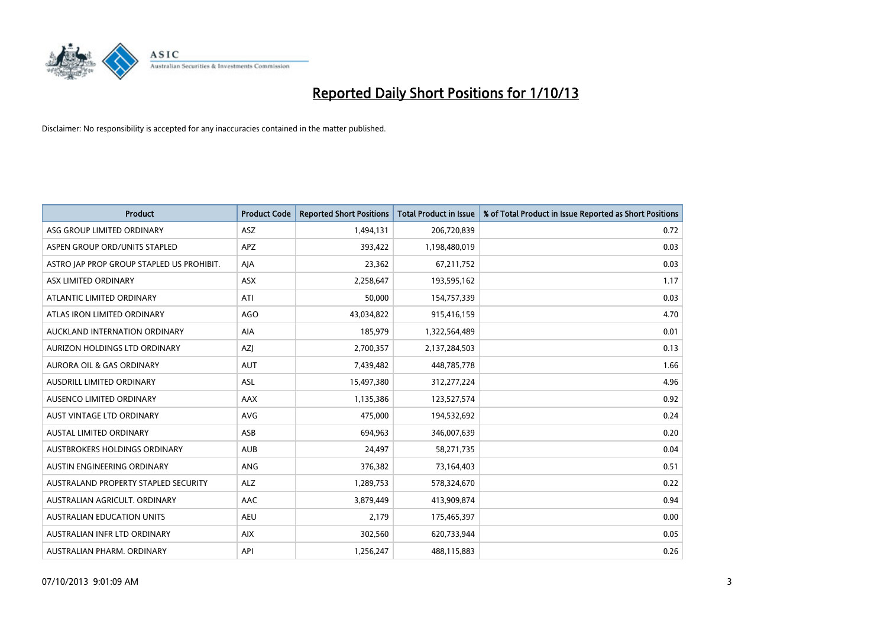# Reported Daily Short Positions for 1/10/13

Disclaimer: No responsibility is accepted for any inaccuracies contained in the matter published.

| Product | Product Code | Reported Short Positions | Total Product in Issue | % of Total Product in Issue Reported as Short Positions |
|---|---|---|---|---|
| ASG GROUP LIMITED ORDINARY | ASZ | 1,494,131 | 206,720,839 | 0.72 |
| ASPEN GROUP ORD/UNITS STAPLED | APZ | 393,422 | 1,198,480,019 | 0.03 |
| ASTRO JAP PROP GROUP STAPLED US PROHIBIT. | AJA | 23,362 | 67,211,752 | 0.03 |
| ASX LIMITED ORDINARY | ASX | 2,258,647 | 193,595,162 | 1.17 |
| ATLANTIC LIMITED ORDINARY | ATI | 50,000 | 154,757,339 | 0.03 |
| ATLAS IRON LIMITED ORDINARY | AGO | 43,034,822 | 915,416,159 | 4.70 |
| AUCKLAND INTERNATION ORDINARY | AIA | 185,979 | 1,322,564,489 | 0.01 |
| AURIZON HOLDINGS LTD ORDINARY | AZJ | 2,700,357 | 2,137,284,503 | 0.13 |
| AURORA OIL & GAS ORDINARY | AUT | 7,439,482 | 448,785,778 | 1.66 |
| AUSDRILL LIMITED ORDINARY | ASL | 15,497,380 | 312,277,224 | 4.96 |
| AUSENCO LIMITED ORDINARY | AAX | 1,135,386 | 123,527,574 | 0.92 |
| AUST VINTAGE LTD ORDINARY | AVG | 475,000 | 194,532,692 | 0.24 |
| AUSTAL LIMITED ORDINARY | ASB | 694,963 | 346,007,639 | 0.20 |
| AUSTBROKERS HOLDINGS ORDINARY | AUB | 24,497 | 58,271,735 | 0.04 |
| AUSTIN ENGINEERING ORDINARY | ANG | 376,382 | 73,164,403 | 0.51 |
| AUSTRALAND PROPERTY STAPLED SECURITY | ALZ | 1,289,753 | 578,324,670 | 0.22 |
| AUSTRALIAN AGRICULT. ORDINARY | AAC | 3,879,449 | 413,909,874 | 0.94 |
| AUSTRALIAN EDUCATION UNITS | AEU | 2,179 | 175,465,397 | 0.00 |
| AUSTRALIAN INFR LTD ORDINARY | AIX | 302,560 | 620,733,944 | 0.05 |
| AUSTRALIAN PHARM. ORDINARY | API | 1,256,247 | 488,115,883 | 0.26 |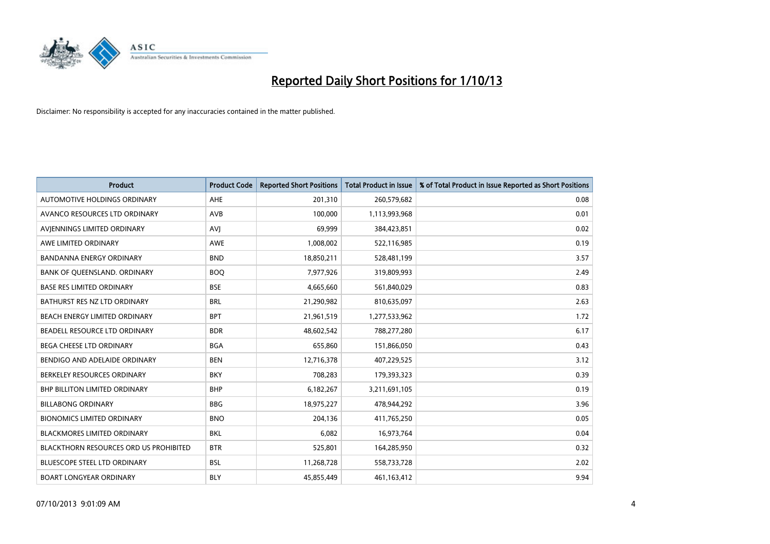# Reported Daily Short Positions for 1/10/13

Disclaimer: No responsibility is accepted for any inaccuracies contained in the matter published.

| Product | Product Code | Reported Short Positions | Total Product in Issue | % of Total Product in Issue Reported as Short Positions |
|---|---|---|---|---|
| AUTOMOTIVE HOLDINGS ORDINARY | AHE | 201,310 | 260,579,682 | 0.08 |
| AVANCO RESOURCES LTD ORDINARY | AVB | 100,000 | 1,113,993,968 | 0.01 |
| AVJENNINGS LIMITED ORDINARY | AVJ | 69,999 | 384,423,851 | 0.02 |
| AWE LIMITED ORDINARY | AWE | 1,008,002 | 522,116,985 | 0.19 |
| BANDANNA ENERGY ORDINARY | BND | 18,850,211 | 528,481,199 | 3.57 |
| BANK OF QUEENSLAND. ORDINARY | BOQ | 7,977,926 | 319,809,993 | 2.49 |
| BASE RES LIMITED ORDINARY | BSE | 4,665,660 | 561,840,029 | 0.83 |
| BATHURST RES NZ LTD ORDINARY | BRL | 21,290,982 | 810,635,097 | 2.63 |
| BEACH ENERGY LIMITED ORDINARY | BPT | 21,961,519 | 1,277,533,962 | 1.72 |
| BEADELL RESOURCE LTD ORDINARY | BDR | 48,602,542 | 788,277,280 | 6.17 |
| BEGA CHEESE LTD ORDINARY | BGA | 655,860 | 151,866,050 | 0.43 |
| BENDIGO AND ADELAIDE ORDINARY | BEN | 12,716,378 | 407,229,525 | 3.12 |
| BERKELEY RESOURCES ORDINARY | BKY | 708,283 | 179,393,323 | 0.39 |
| BHP BILLITON LIMITED ORDINARY | BHP | 6,182,267 | 3,211,691,105 | 0.19 |
| BILLABONG ORDINARY | BBG | 18,975,227 | 478,944,292 | 3.96 |
| BIONOMICS LIMITED ORDINARY | BNO | 204,136 | 411,765,250 | 0.05 |
| BLACKMORES LIMITED ORDINARY | BKL | 6,082 | 16,973,764 | 0.04 |
| BLACKTHORN RESOURCES ORD US PROHIBITED | BTR | 525,801 | 164,285,950 | 0.32 |
| BLUESCOPE STEEL LTD ORDINARY | BSL | 11,268,728 | 558,733,728 | 2.02 |
| BOART LONGYEAR ORDINARY | BLY | 45,855,449 | 461,163,412 | 9.94 |

07/10/2013 9:01:09 AM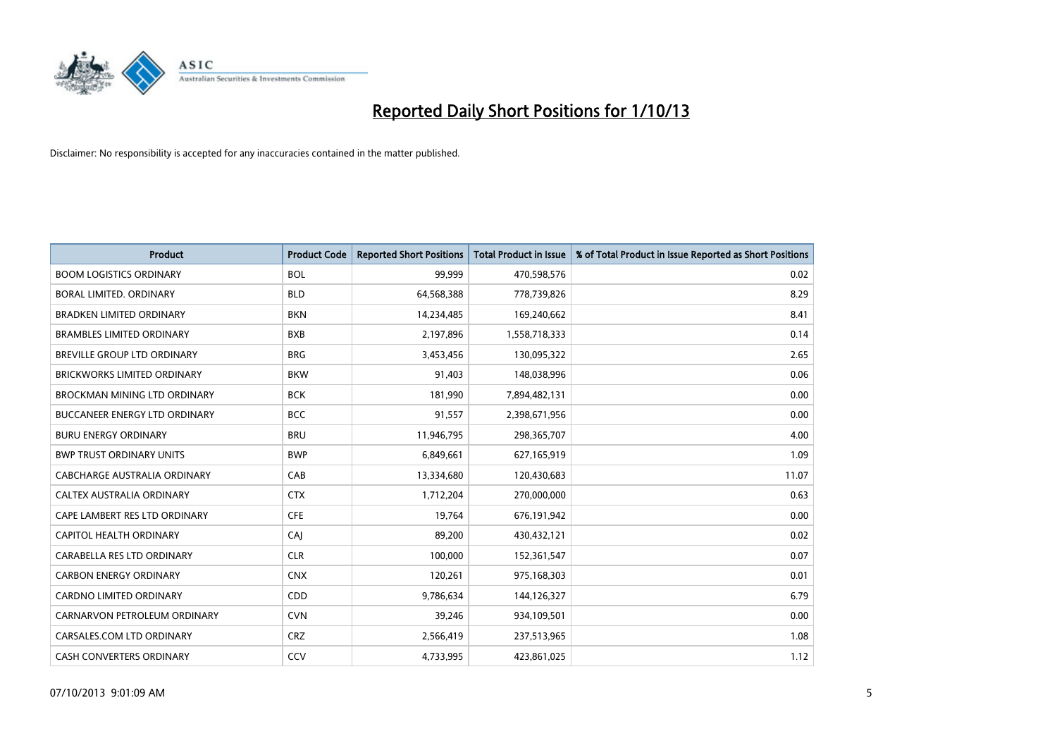# Reported Daily Short Positions for 1/10/13

Disclaimer: No responsibility is accepted for any inaccuracies contained in the matter published.

| Product | Product Code | Reported Short Positions | Total Product in Issue | % of Total Product in Issue Reported as Short Positions |
|---|---|---|---|---|
| BOOM LOGISTICS ORDINARY | BOL | 99,999 | 470,598,576 | 0.02 |
| BORAL LIMITED. ORDINARY | BLD | 64,568,388 | 778,739,826 | 8.29 |
| BRADKEN LIMITED ORDINARY | BKN | 14,234,485 | 169,240,662 | 8.41 |
| BRAMBLES LIMITED ORDINARY | BXB | 2,197,896 | 1,558,718,333 | 0.14 |
| BREVILLE GROUP LTD ORDINARY | BRG | 3,453,456 | 130,095,322 | 2.65 |
| BRICKWORKS LIMITED ORDINARY | BKW | 91,403 | 148,038,996 | 0.06 |
| BROCKMAN MINING LTD ORDINARY | BCK | 181,990 | 7,894,482,131 | 0.00 |
| BUCCANEER ENERGY LTD ORDINARY | BCC | 91,557 | 2,398,671,956 | 0.00 |
| BURU ENERGY ORDINARY | BRU | 11,946,795 | 298,365,707 | 4.00 |
| BWP TRUST ORDINARY UNITS | BWP | 6,849,661 | 627,165,919 | 1.09 |
| CABCHARGE AUSTRALIA ORDINARY | CAB | 13,334,680 | 120,430,683 | 11.07 |
| CALTEX AUSTRALIA ORDINARY | CTX | 1,712,204 | 270,000,000 | 0.63 |
| CAPE LAMBERT RES LTD ORDINARY | CFE | 19,764 | 676,191,942 | 0.00 |
| CAPITOL HEALTH ORDINARY | CAJ | 89,200 | 430,432,121 | 0.02 |
| CARABELLA RES LTD ORDINARY | CLR | 100,000 | 152,361,547 | 0.07 |
| CARBON ENERGY ORDINARY | CNX | 120,261 | 975,168,303 | 0.01 |
| CARDNO LIMITED ORDINARY | CDD | 9,786,634 | 144,126,327 | 6.79 |
| CARNARVON PETROLEUM ORDINARY | CVN | 39,246 | 934,109,501 | 0.00 |
| CARSALES.COM LTD ORDINARY | CRZ | 2,566,419 | 237,513,965 | 1.08 |
| CASH CONVERTERS ORDINARY | CCV | 4,733,995 | 423,861,025 | 1.12 |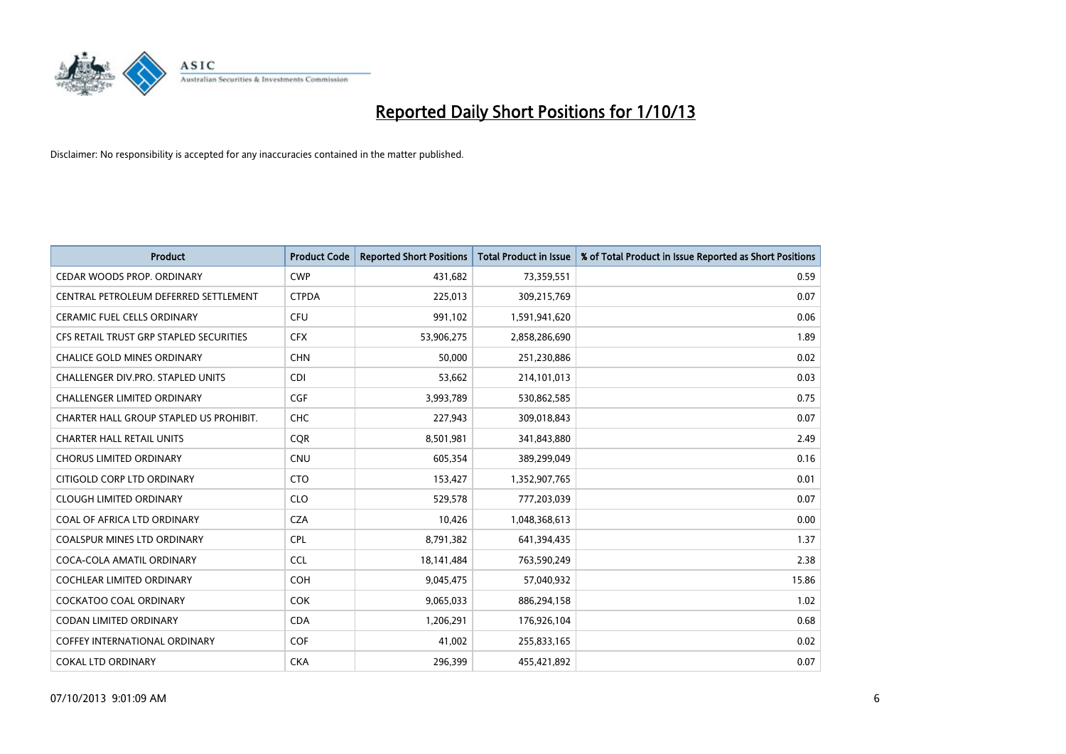# Reported Daily Short Positions for 1/10/13

Disclaimer: No responsibility is accepted for any inaccuracies contained in the matter published.

| Product | Product Code | Reported Short Positions | Total Product in Issue | % of Total Product in Issue Reported as Short Positions |
| --- | --- | --- | --- | --- |
| CEDAR WOODS PROP. ORDINARY | CWP | 431,682 | 73,359,551 | 0.59 |
| CENTRAL PETROLEUM DEFERRED SETTLEMENT | CTPDA | 225,013 | 309,215,769 | 0.07 |
| CERAMIC FUEL CELLS ORDINARY | CFU | 991,102 | 1,591,941,620 | 0.06 |
| CFS RETAIL TRUST GRP STAPLED SECURITIES | CFX | 53,906,275 | 2,858,286,690 | 1.89 |
| CHALICE GOLD MINES ORDINARY | CHN | 50,000 | 251,230,886 | 0.02 |
| CHALLENGER DIV.PRO. STAPLED UNITS | CDI | 53,662 | 214,101,013 | 0.03 |
| CHALLENGER LIMITED ORDINARY | CGF | 3,993,789 | 530,862,585 | 0.75 |
| CHARTER HALL GROUP STAPLED US PROHIBIT. | CHC | 227,943 | 309,018,843 | 0.07 |
| CHARTER HALL RETAIL UNITS | CQR | 8,501,981 | 341,843,880 | 2.49 |
| CHORUS LIMITED ORDINARY | CNU | 605,354 | 389,299,049 | 0.16 |
| CITIGOLD CORP LTD ORDINARY | CTO | 153,427 | 1,352,907,765 | 0.01 |
| CLOUGH LIMITED ORDINARY | CLO | 529,578 | 777,203,039 | 0.07 |
| COAL OF AFRICA LTD ORDINARY | CZA | 10,426 | 1,048,368,613 | 0.00 |
| COALSPUR MINES LTD ORDINARY | CPL | 8,791,382 | 641,394,435 | 1.37 |
| COCA-COLA AMATIL ORDINARY | CCL | 18,141,484 | 763,590,249 | 2.38 |
| COCHLEAR LIMITED ORDINARY | COH | 9,045,475 | 57,040,932 | 15.86 |
| COCKATOO COAL ORDINARY | COK | 9,065,033 | 886,294,158 | 1.02 |
| CODAN LIMITED ORDINARY | CDA | 1,206,291 | 176,926,104 | 0.68 |
| COFFEY INTERNATIONAL ORDINARY | COF | 41,002 | 255,833,165 | 0.02 |
| COKAL LTD ORDINARY | CKA | 296,399 | 455,421,892 | 0.07 |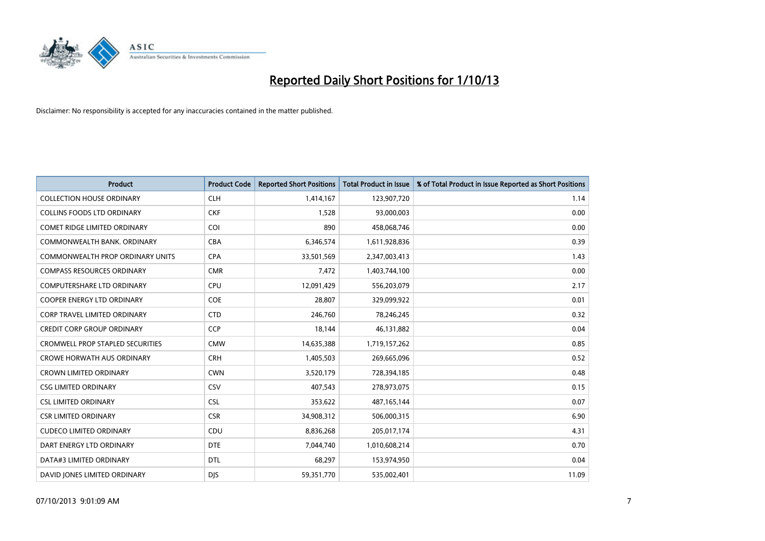# Reported Daily Short Positions for 1/10/13

Disclaimer: No responsibility is accepted for any inaccuracies contained in the matter published.

| Product | Product Code | Reported Short Positions | Total Product in Issue | % of Total Product in Issue Reported as Short Positions |
|---|---|---|---|---|
| COLLECTION HOUSE ORDINARY | CLH | 1,414,167 | 123,907,720 | 1.14 |
| COLLINS FOODS LTD ORDINARY | CKF | 1,528 | 93,000,003 | 0.00 |
| COMET RIDGE LIMITED ORDINARY | COI | 890 | 458,068,746 | 0.00 |
| COMMONWEALTH BANK. ORDINARY | CBA | 6,346,574 | 1,611,928,836 | 0.39 |
| COMMONWEALTH PROP ORDINARY UNITS | CPA | 33,501,569 | 2,347,003,413 | 1.43 |
| COMPASS RESOURCES ORDINARY | CMR | 7,472 | 1,403,744,100 | 0.00 |
| COMPUTERSHARE LTD ORDINARY | CPU | 12,091,429 | 556,203,079 | 2.17 |
| COOPER ENERGY LTD ORDINARY | COE | 28,807 | 329,099,922 | 0.01 |
| CORP TRAVEL LIMITED ORDINARY | CTD | 246,760 | 78,246,245 | 0.32 |
| CREDIT CORP GROUP ORDINARY | CCP | 18,144 | 46,131,882 | 0.04 |
| CROMWELL PROP STAPLED SECURITIES | CMW | 14,635,388 | 1,719,157,262 | 0.85 |
| CROWE HORWATH AUS ORDINARY | CRH | 1,405,503 | 269,665,096 | 0.52 |
| CROWN LIMITED ORDINARY | CWN | 3,520,179 | 728,394,185 | 0.48 |
| CSG LIMITED ORDINARY | CSV | 407,543 | 278,973,075 | 0.15 |
| CSL LIMITED ORDINARY | CSL | 353,622 | 487,165,144 | 0.07 |
| CSR LIMITED ORDINARY | CSR | 34,908,312 | 506,000,315 | 6.90 |
| CUDECO LIMITED ORDINARY | CDU | 8,836,268 | 205,017,174 | 4.31 |
| DART ENERGY LTD ORDINARY | DTE | 7,044,740 | 1,010,608,214 | 0.70 |
| DATA#3 LIMITED ORDINARY | DTL | 68,297 | 153,974,950 | 0.04 |
| DAVID JONES LIMITED ORDINARY | DJS | 59,351,770 | 535,002,401 | 11.09 |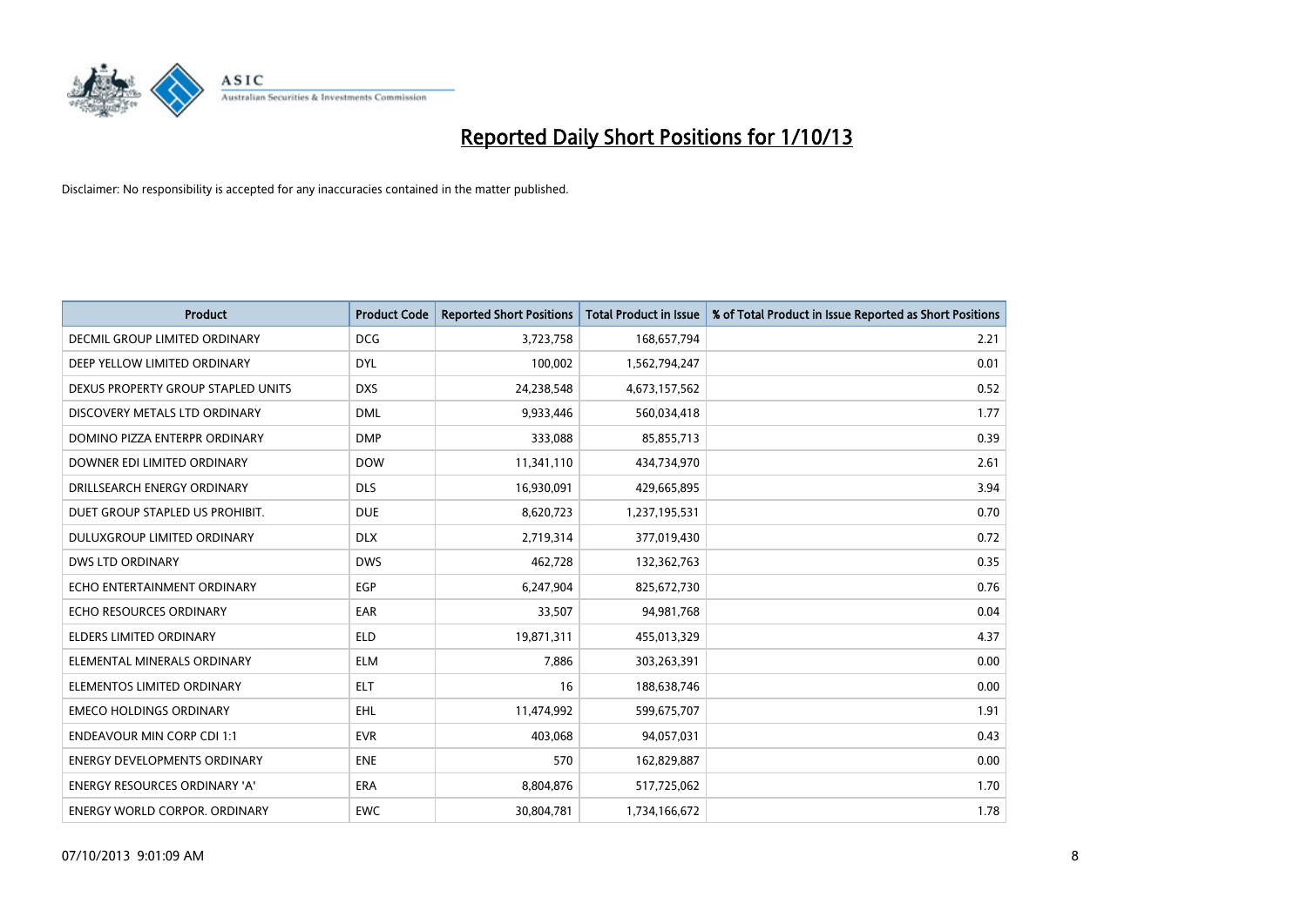# Reported Daily Short Positions for 1/10/13

Disclaimer: No responsibility is accepted for any inaccuracies contained in the matter published.

| Product | Product Code | Reported Short Positions | Total Product in Issue | % of Total Product in Issue Reported as Short Positions |
|---|---|---|---|---|
| DECMIL GROUP LIMITED ORDINARY | DCG | 3,723,758 | 168,657,794 | 2.21 |
| DEEP YELLOW LIMITED ORDINARY | DYL | 100,002 | 1,562,794,247 | 0.01 |
| DEXUS PROPERTY GROUP STAPLED UNITS | DXS | 24,238,548 | 4,673,157,562 | 0.52 |
| DISCOVERY METALS LTD ORDINARY | DML | 9,933,446 | 560,034,418 | 1.77 |
| DOMINO PIZZA ENTERPR ORDINARY | DMP | 333,088 | 85,855,713 | 0.39 |
| DOWNER EDI LIMITED ORDINARY | DOW | 11,341,110 | 434,734,970 | 2.61 |
| DRILLSEARCH ENERGY ORDINARY | DLS | 16,930,091 | 429,665,895 | 3.94 |
| DUET GROUP STAPLED US PROHIBIT. | DUE | 8,620,723 | 1,237,195,531 | 0.70 |
| DULUXGROUP LIMITED ORDINARY | DLX | 2,719,314 | 377,019,430 | 0.72 |
| DWS LTD ORDINARY | DWS | 462,728 | 132,362,763 | 0.35 |
| ECHO ENTERTAINMENT ORDINARY | EGP | 6,247,904 | 825,672,730 | 0.76 |
| ECHO RESOURCES ORDINARY | EAR | 33,507 | 94,981,768 | 0.04 |
| ELDERS LIMITED ORDINARY | ELD | 19,871,311 | 455,013,329 | 4.37 |
| ELEMENTAL MINERALS ORDINARY | ELM | 7,886 | 303,263,391 | 0.00 |
| ELEMENTOS LIMITED ORDINARY | ELT | 16 | 188,638,746 | 0.00 |
| EMECO HOLDINGS ORDINARY | EHL | 11,474,992 | 599,675,707 | 1.91 |
| ENDEAVOUR MIN CORP CDI 1:1 | EVR | 403,068 | 94,057,031 | 0.43 |
| ENERGY DEVELOPMENTS ORDINARY | ENE | 570 | 162,829,887 | 0.00 |
| ENERGY RESOURCES ORDINARY 'A' | ERA | 8,804,876 | 517,725,062 | 1.70 |
| ENERGY WORLD CORPOR. ORDINARY | EWC | 30,804,781 | 1,734,166,672 | 1.78 |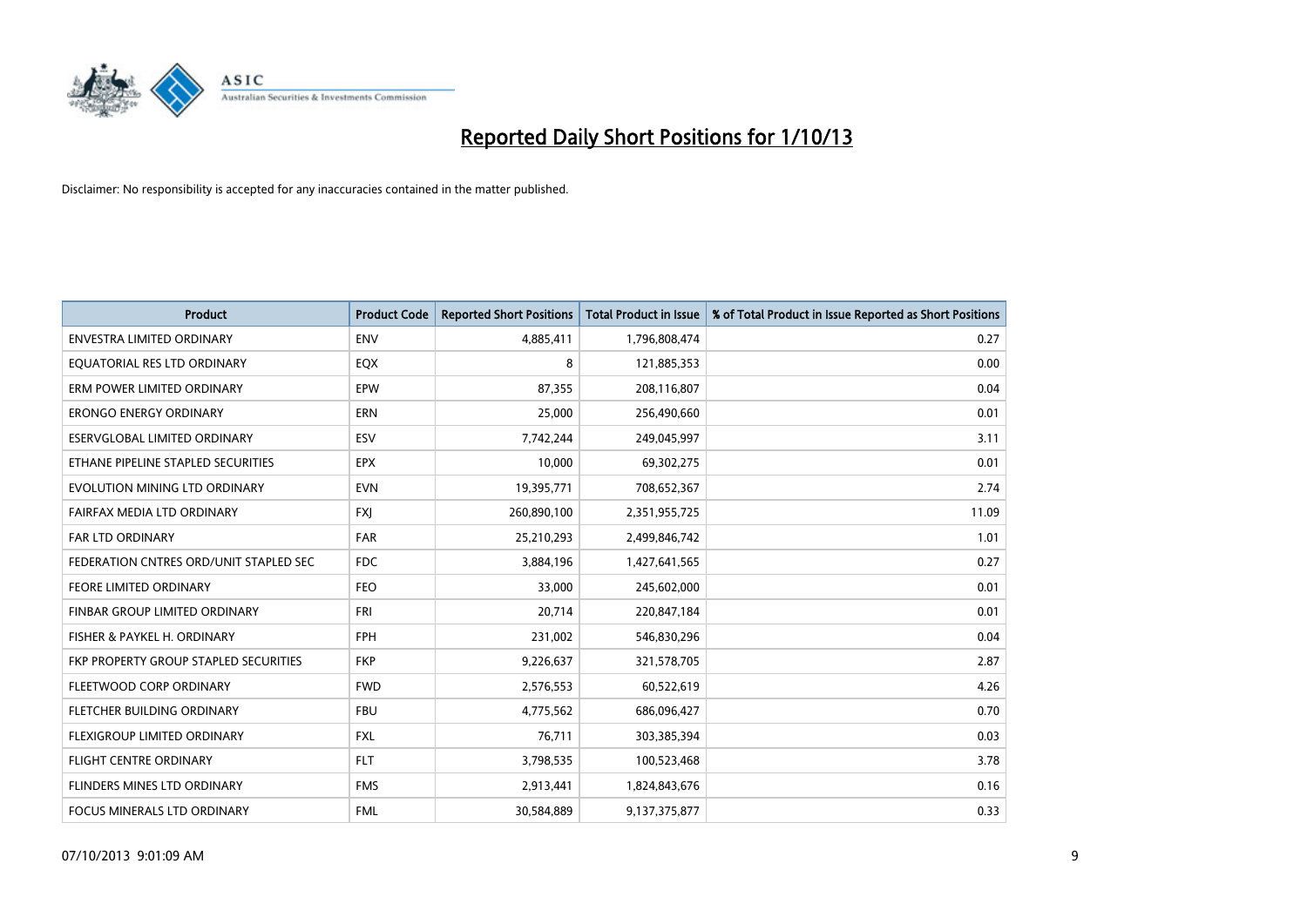# Reported Daily Short Positions for 1/10/13

Disclaimer: No responsibility is accepted for any inaccuracies contained in the matter published.

| Product | Product Code | Reported Short Positions | Total Product in Issue | % of Total Product in Issue Reported as Short Positions |
|---|---|---|---|---|
| ENVESTRA LIMITED ORDINARY | ENV | 4,885,411 | 1,796,808,474 | 0.27 |
| EQUATORIAL RES LTD ORDINARY | EQX | 8 | 121,885,353 | 0.00 |
| ERM POWER LIMITED ORDINARY | EPW | 87,355 | 208,116,807 | 0.04 |
| ERONGO ENERGY ORDINARY | ERN | 25,000 | 256,490,660 | 0.01 |
| ESERVGLOBAL LIMITED ORDINARY | ESV | 7,742,244 | 249,045,997 | 3.11 |
| ETHANE PIPELINE STAPLED SECURITIES | EPX | 10,000 | 69,302,275 | 0.01 |
| EVOLUTION MINING LTD ORDINARY | EVN | 19,395,771 | 708,652,367 | 2.74 |
| FAIRFAX MEDIA LTD ORDINARY | FXJ | 260,890,100 | 2,351,955,725 | 11.09 |
| FAR LTD ORDINARY | FAR | 25,210,293 | 2,499,846,742 | 1.01 |
| FEDERATION CNTRES ORD/UNIT STAPLED SEC | FDC | 3,884,196 | 1,427,641,565 | 0.27 |
| FEORE LIMITED ORDINARY | FEO | 33,000 | 245,602,000 | 0.01 |
| FINBAR GROUP LIMITED ORDINARY | FRI | 20,714 | 220,847,184 | 0.01 |
| FISHER & PAYKEL H. ORDINARY | FPH | 231,002 | 546,830,296 | 0.04 |
| FKP PROPERTY GROUP STAPLED SECURITIES | FKP | 9,226,637 | 321,578,705 | 2.87 |
| FLEETWOOD CORP ORDINARY | FWD | 2,576,553 | 60,522,619 | 4.26 |
| FLETCHER BUILDING ORDINARY | FBU | 4,775,562 | 686,096,427 | 0.70 |
| FLEXIGROUP LIMITED ORDINARY | FXL | 76,711 | 303,385,394 | 0.03 |
| FLIGHT CENTRE ORDINARY | FLT | 3,798,535 | 100,523,468 | 3.78 |
| FLINDERS MINES LTD ORDINARY | FMS | 2,913,441 | 1,824,843,676 | 0.16 |
| FOCUS MINERALS LTD ORDINARY | FML | 30,584,889 | 9,137,375,877 | 0.33 |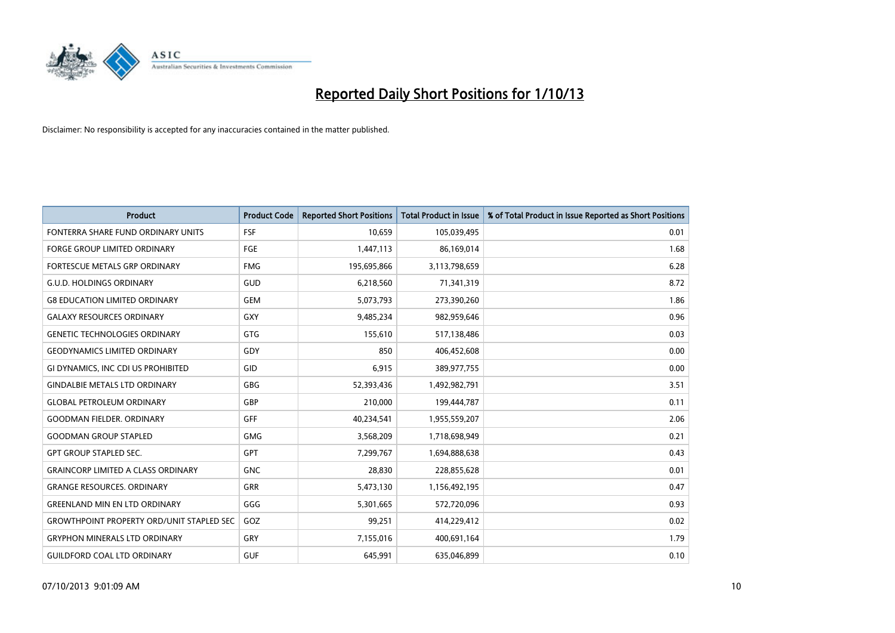# Reported Daily Short Positions for 1/10/13

Disclaimer: No responsibility is accepted for any inaccuracies contained in the matter published.

| Product | Product Code | Reported Short Positions | Total Product in Issue | % of Total Product in Issue Reported as Short Positions |
|---|---|---|---|---|
| FONTERRA SHARE FUND ORDINARY UNITS | FSF | 10,659 | 105,039,495 | 0.01 |
| FORGE GROUP LIMITED ORDINARY | FGE | 1,447,113 | 86,169,014 | 1.68 |
| FORTESCUE METALS GRP ORDINARY | FMG | 195,695,866 | 3,113,798,659 | 6.28 |
| G.U.D. HOLDINGS ORDINARY | GUD | 6,218,560 | 71,341,319 | 8.72 |
| G8 EDUCATION LIMITED ORDINARY | GEM | 5,073,793 | 273,390,260 | 1.86 |
| GALAXY RESOURCES ORDINARY | GXY | 9,485,234 | 982,959,646 | 0.96 |
| GENETIC TECHNOLOGIES ORDINARY | GTG | 155,610 | 517,138,486 | 0.03 |
| GEODYNAMICS LIMITED ORDINARY | GDY | 850 | 406,452,608 | 0.00 |
| GI DYNAMICS, INC CDI US PROHIBITED | GID | 6,915 | 389,977,755 | 0.00 |
| GINDALBIE METALS LTD ORDINARY | GBG | 52,393,436 | 1,492,982,791 | 3.51 |
| GLOBAL PETROLEUM ORDINARY | GBP | 210,000 | 199,444,787 | 0.11 |
| GOODMAN FIELDER. ORDINARY | GFF | 40,234,541 | 1,955,559,207 | 2.06 |
| GOODMAN GROUP STAPLED | GMG | 3,568,209 | 1,718,698,949 | 0.21 |
| GPT GROUP STAPLED SEC. | GPT | 7,299,767 | 1,694,888,638 | 0.43 |
| GRAINCORP LIMITED A CLASS ORDINARY | GNC | 28,830 | 228,855,628 | 0.01 |
| GRANGE RESOURCES. ORDINARY | GRR | 5,473,130 | 1,156,492,195 | 0.47 |
| GREENLAND MIN EN LTD ORDINARY | GGG | 5,301,665 | 572,720,096 | 0.93 |
| GROWTHPOINT PROPERTY ORD/UNIT STAPLED SEC | GOZ | 99,251 | 414,229,412 | 0.02 |
| GRYPHON MINERALS LTD ORDINARY | GRY | 7,155,016 | 400,691,164 | 1.79 |
| GUILDFORD COAL LTD ORDINARY | GUF | 645,991 | 635,046,899 | 0.10 |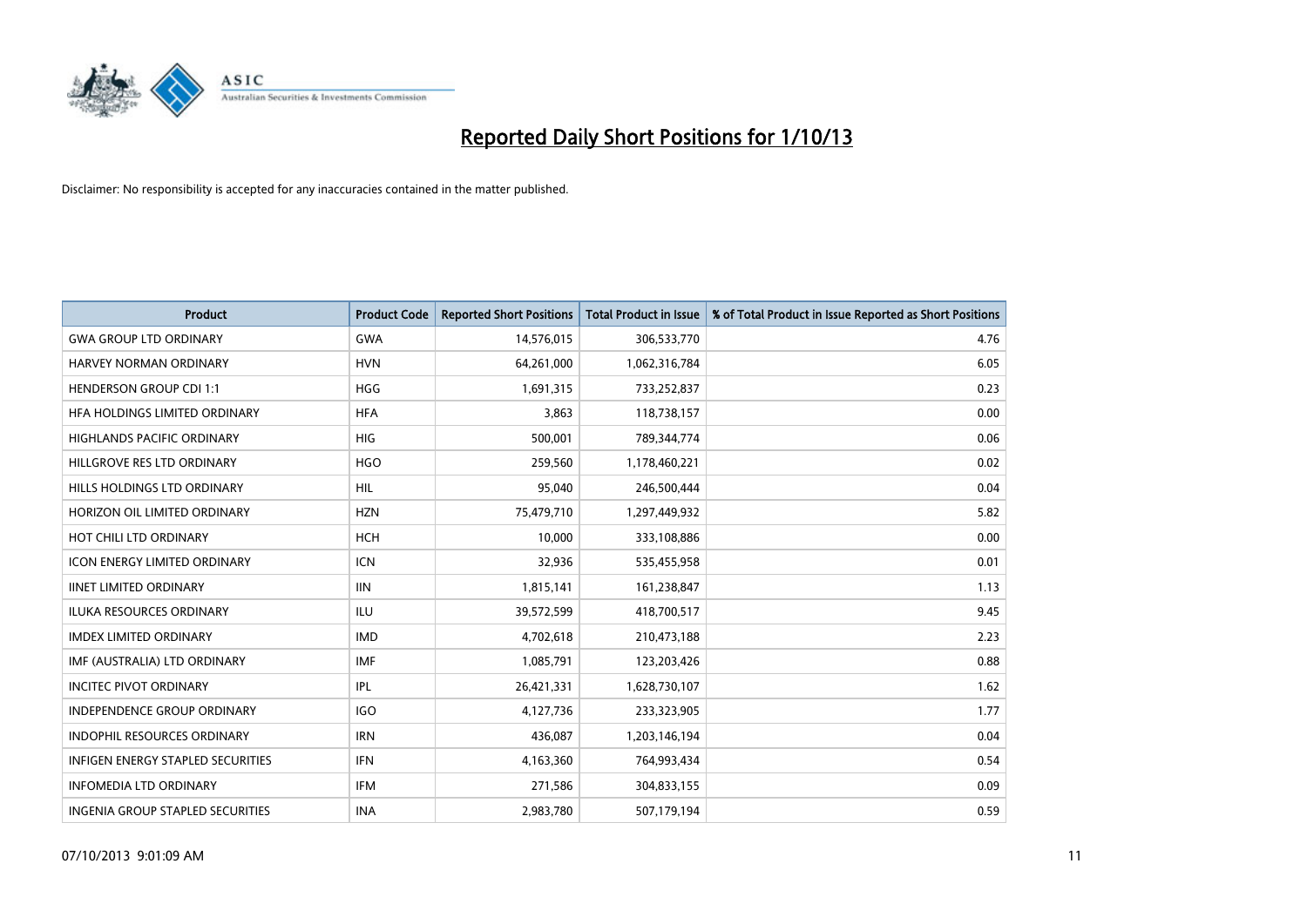# Reported Daily Short Positions for 1/10/13

Disclaimer: No responsibility is accepted for any inaccuracies contained in the matter published.

| Product | Product Code | Reported Short Positions | Total Product in Issue | % of Total Product in Issue Reported as Short Positions |
|---|---|---|---|---|
| GWA GROUP LTD ORDINARY | GWA | 14,576,015 | 306,533,770 | 4.76 |
| HARVEY NORMAN ORDINARY | HVN | 64,261,000 | 1,062,316,784 | 6.05 |
| HENDERSON GROUP CDI 1:1 | HGG | 1,691,315 | 733,252,837 | 0.23 |
| HFA HOLDINGS LIMITED ORDINARY | HFA | 3,863 | 118,738,157 | 0.00 |
| HIGHLANDS PACIFIC ORDINARY | HIG | 500,001 | 789,344,774 | 0.06 |
| HILLGROVE RES LTD ORDINARY | HGO | 259,560 | 1,178,460,221 | 0.02 |
| HILLS HOLDINGS LTD ORDINARY | HIL | 95,040 | 246,500,444 | 0.04 |
| HORIZON OIL LIMITED ORDINARY | HZN | 75,479,710 | 1,297,449,932 | 5.82 |
| HOT CHILI LTD ORDINARY | HCH | 10,000 | 333,108,886 | 0.00 |
| ICON ENERGY LIMITED ORDINARY | ICN | 32,936 | 535,455,958 | 0.01 |
| IINET LIMITED ORDINARY | IIN | 1,815,141 | 161,238,847 | 1.13 |
| ILUKA RESOURCES ORDINARY | ILU | 39,572,599 | 418,700,517 | 9.45 |
| IMDEX LIMITED ORDINARY | IMD | 4,702,618 | 210,473,188 | 2.23 |
| IMF (AUSTRALIA) LTD ORDINARY | IMF | 1,085,791 | 123,203,426 | 0.88 |
| INCITEC PIVOT ORDINARY | IPL | 26,421,331 | 1,628,730,107 | 1.62 |
| INDEPENDENCE GROUP ORDINARY | IGO | 4,127,736 | 233,323,905 | 1.77 |
| INDOPHIL RESOURCES ORDINARY | IRN | 436,087 | 1,203,146,194 | 0.04 |
| INFIGEN ENERGY STAPLED SECURITIES | IFN | 4,163,360 | 764,993,434 | 0.54 |
| INFOMEDIA LTD ORDINARY | IFM | 271,586 | 304,833,155 | 0.09 |
| INGENIA GROUP STAPLED SECURITIES | INA | 2,983,780 | 507,179,194 | 0.59 |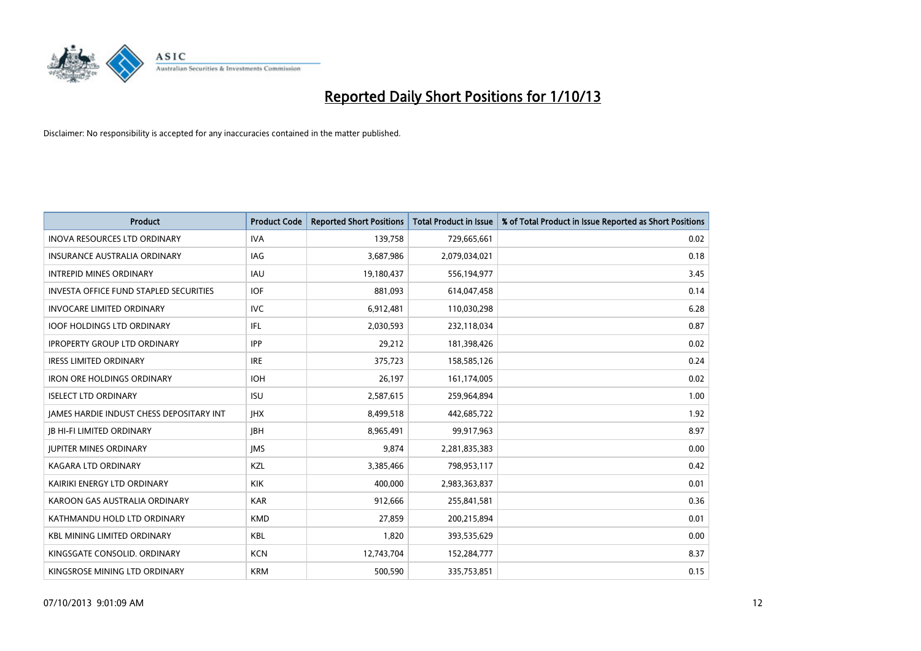# Reported Daily Short Positions for 1/10/13

Disclaimer: No responsibility is accepted for any inaccuracies contained in the matter published.

| Product | Product Code | Reported Short Positions | Total Product in Issue | % of Total Product in Issue Reported as Short Positions |
|---|---|---|---|---|
| INOVA RESOURCES LTD ORDINARY | IVA | 139,758 | 729,665,661 | 0.02 |
| INSURANCE AUSTRALIA ORDINARY | IAG | 3,687,986 | 2,079,034,021 | 0.18 |
| INTREPID MINES ORDINARY | IAU | 19,180,437 | 556,194,977 | 3.45 |
| INVESTA OFFICE FUND STAPLED SECURITIES | IOF | 881,093 | 614,047,458 | 0.14 |
| INVOCARE LIMITED ORDINARY | IVC | 6,912,481 | 110,030,298 | 6.28 |
| IOOF HOLDINGS LTD ORDINARY | IFL | 2,030,593 | 232,118,034 | 0.87 |
| IPROPERTY GROUP LTD ORDINARY | IPP | 29,212 | 181,398,426 | 0.02 |
| IRESS LIMITED ORDINARY | IRE | 375,723 | 158,585,126 | 0.24 |
| IRON ORE HOLDINGS ORDINARY | IOH | 26,197 | 161,174,005 | 0.02 |
| ISELECT LTD ORDINARY | ISU | 2,587,615 | 259,964,894 | 1.00 |
| JAMES HARDIE INDUST CHESS DEPOSITARY INT | JHX | 8,499,518 | 442,685,722 | 1.92 |
| JB HI-FI LIMITED ORDINARY | JBH | 8,965,491 | 99,917,963 | 8.97 |
| JUPITER MINES ORDINARY | JMS | 9,874 | 2,281,835,383 | 0.00 |
| KAGARA LTD ORDINARY | KZL | 3,385,466 | 798,953,117 | 0.42 |
| KAIRIKI ENERGY LTD ORDINARY | KIK | 400,000 | 2,983,363,837 | 0.01 |
| KAROON GAS AUSTRALIA ORDINARY | KAR | 912,666 | 255,841,581 | 0.36 |
| KATHMANDU HOLD LTD ORDINARY | KMD | 27,859 | 200,215,894 | 0.01 |
| KBL MINING LIMITED ORDINARY | KBL | 1,820 | 393,535,629 | 0.00 |
| KINGSGATE CONSOLID. ORDINARY | KCN | 12,743,704 | 152,284,777 | 8.37 |
| KINGSROSE MINING LTD ORDINARY | KRM | 500,590 | 335,753,851 | 0.15 |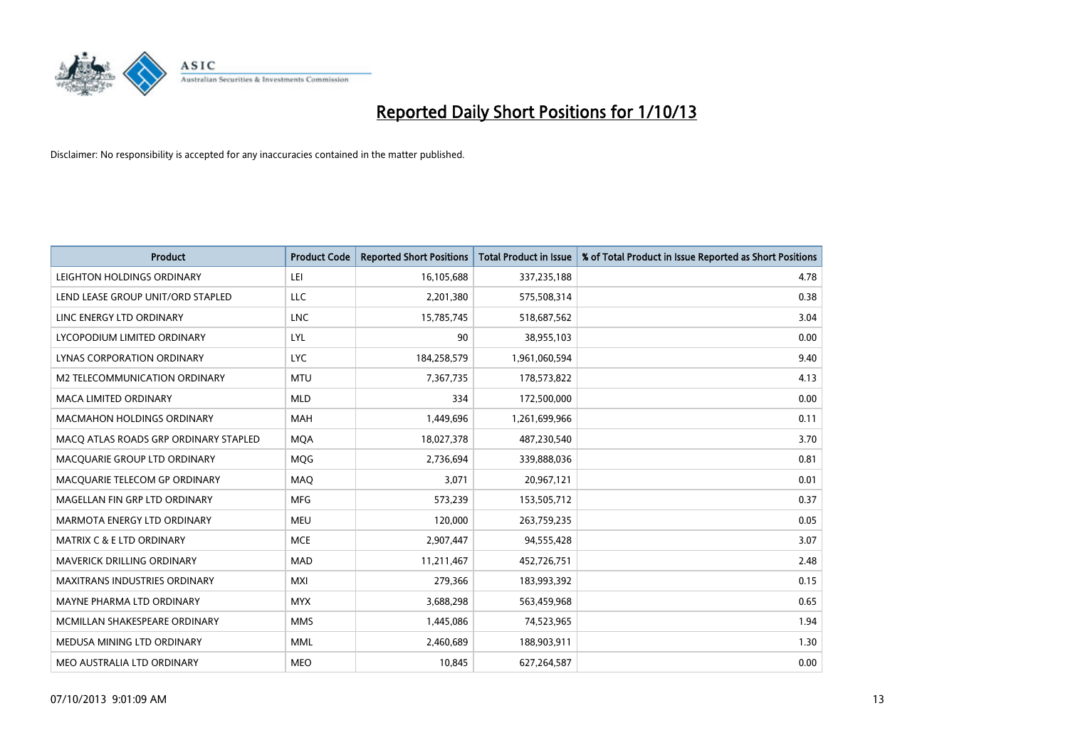# Reported Daily Short Positions for 1/10/13

Disclaimer: No responsibility is accepted for any inaccuracies contained in the matter published.

| Product | Product Code | Reported Short Positions | Total Product in Issue | % of Total Product in Issue Reported as Short Positions |
|---|---|---|---|---|
| LEIGHTON HOLDINGS ORDINARY | LEI | 16,105,688 | 337,235,188 | 4.78 |
| LEND LEASE GROUP UNIT/ORD STAPLED | LLC | 2,201,380 | 575,508,314 | 0.38 |
| LINC ENERGY LTD ORDINARY | LNC | 15,785,745 | 518,687,562 | 3.04 |
| LYCOPODIUM LIMITED ORDINARY | LYL | 90 | 38,955,103 | 0.00 |
| LYNAS CORPORATION ORDINARY | LYC | 184,258,579 | 1,961,060,594 | 9.40 |
| M2 TELECOMMUNICATION ORDINARY | MTU | 7,367,735 | 178,573,822 | 4.13 |
| MACA LIMITED ORDINARY | MLD | 334 | 172,500,000 | 0.00 |
| MACMAHON HOLDINGS ORDINARY | MAH | 1,449,696 | 1,261,699,966 | 0.11 |
| MACQ ATLAS ROADS GRP ORDINARY STAPLED | MQA | 18,027,378 | 487,230,540 | 3.70 |
| MACQUARIE GROUP LTD ORDINARY | MQG | 2,736,694 | 339,888,036 | 0.81 |
| MACQUARIE TELECOM GP ORDINARY | MAQ | 3,071 | 20,967,121 | 0.01 |
| MAGELLAN FIN GRP LTD ORDINARY | MFG | 573,239 | 153,505,712 | 0.37 |
| MARMOTA ENERGY LTD ORDINARY | MEU | 120,000 | 263,759,235 | 0.05 |
| MATRIX C & E LTD ORDINARY | MCE | 2,907,447 | 94,555,428 | 3.07 |
| MAVERICK DRILLING ORDINARY | MAD | 11,211,467 | 452,726,751 | 2.48 |
| MAXITRANS INDUSTRIES ORDINARY | MXI | 279,366 | 183,993,392 | 0.15 |
| MAYNE PHARMA LTD ORDINARY | MYX | 3,688,298 | 563,459,968 | 0.65 |
| MCMILLAN SHAKESPEARE ORDINARY | MMS | 1,445,086 | 74,523,965 | 1.94 |
| MEDUSA MINING LTD ORDINARY | MML | 2,460,689 | 188,903,911 | 1.30 |
| MEO AUSTRALIA LTD ORDINARY | MEO | 10,845 | 627,264,587 | 0.00 |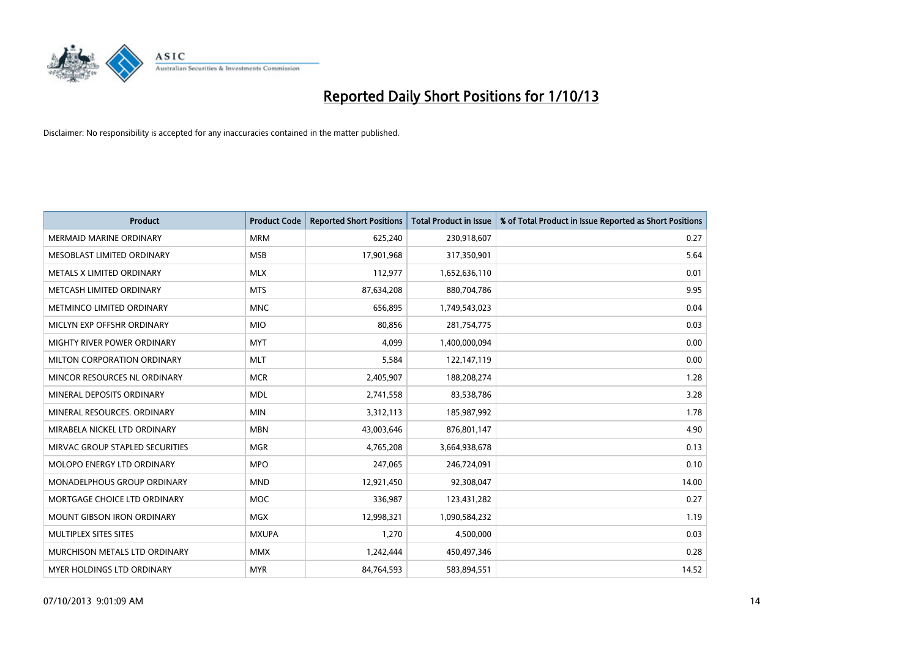# Reported Daily Short Positions for 1/10/13

Disclaimer: No responsibility is accepted for any inaccuracies contained in the matter published.

| Product | Product Code | Reported Short Positions | Total Product in Issue | % of Total Product in Issue Reported as Short Positions |
|---|---|---|---|---|
| MERMAID MARINE ORDINARY | MRM | 625,240 | 230,918,607 | 0.27 |
| MESOBLAST LIMITED ORDINARY | MSB | 17,901,968 | 317,350,901 | 5.64 |
| METALS X LIMITED ORDINARY | MLX | 112,977 | 1,652,636,110 | 0.01 |
| METCASH LIMITED ORDINARY | MTS | 87,634,208 | 880,704,786 | 9.95 |
| METMINCO LIMITED ORDINARY | MNC | 656,895 | 1,749,543,023 | 0.04 |
| MICLYN EXP OFFSHR ORDINARY | MIO | 80,856 | 281,754,775 | 0.03 |
| MIGHTY RIVER POWER ORDINARY | MYT | 4,099 | 1,400,000,094 | 0.00 |
| MILTON CORPORATION ORDINARY | MLT | 5,584 | 122,147,119 | 0.00 |
| MINCOR RESOURCES NL ORDINARY | MCR | 2,405,907 | 188,208,274 | 1.28 |
| MINERAL DEPOSITS ORDINARY | MDL | 2,741,558 | 83,538,786 | 3.28 |
| MINERAL RESOURCES. ORDINARY | MIN | 3,312,113 | 185,987,992 | 1.78 |
| MIRABELA NICKEL LTD ORDINARY | MBN | 43,003,646 | 876,801,147 | 4.90 |
| MIRVAC GROUP STAPLED SECURITIES | MGR | 4,765,208 | 3,664,938,678 | 0.13 |
| MOLOPO ENERGY LTD ORDINARY | MPO | 247,065 | 246,724,091 | 0.10 |
| MONADELPHOUS GROUP ORDINARY | MND | 12,921,450 | 92,308,047 | 14.00 |
| MORTGAGE CHOICE LTD ORDINARY | MOC | 336,987 | 123,431,282 | 0.27 |
| MOUNT GIBSON IRON ORDINARY | MGX | 12,998,321 | 1,090,584,232 | 1.19 |
| MULTIPLEX SITES SITES | MXUPA | 1,270 | 4,500,000 | 0.03 |
| MURCHISON METALS LTD ORDINARY | MMX | 1,242,444 | 450,497,346 | 0.28 |
| MYER HOLDINGS LTD ORDINARY | MYR | 84,764,593 | 583,894,551 | 14.52 |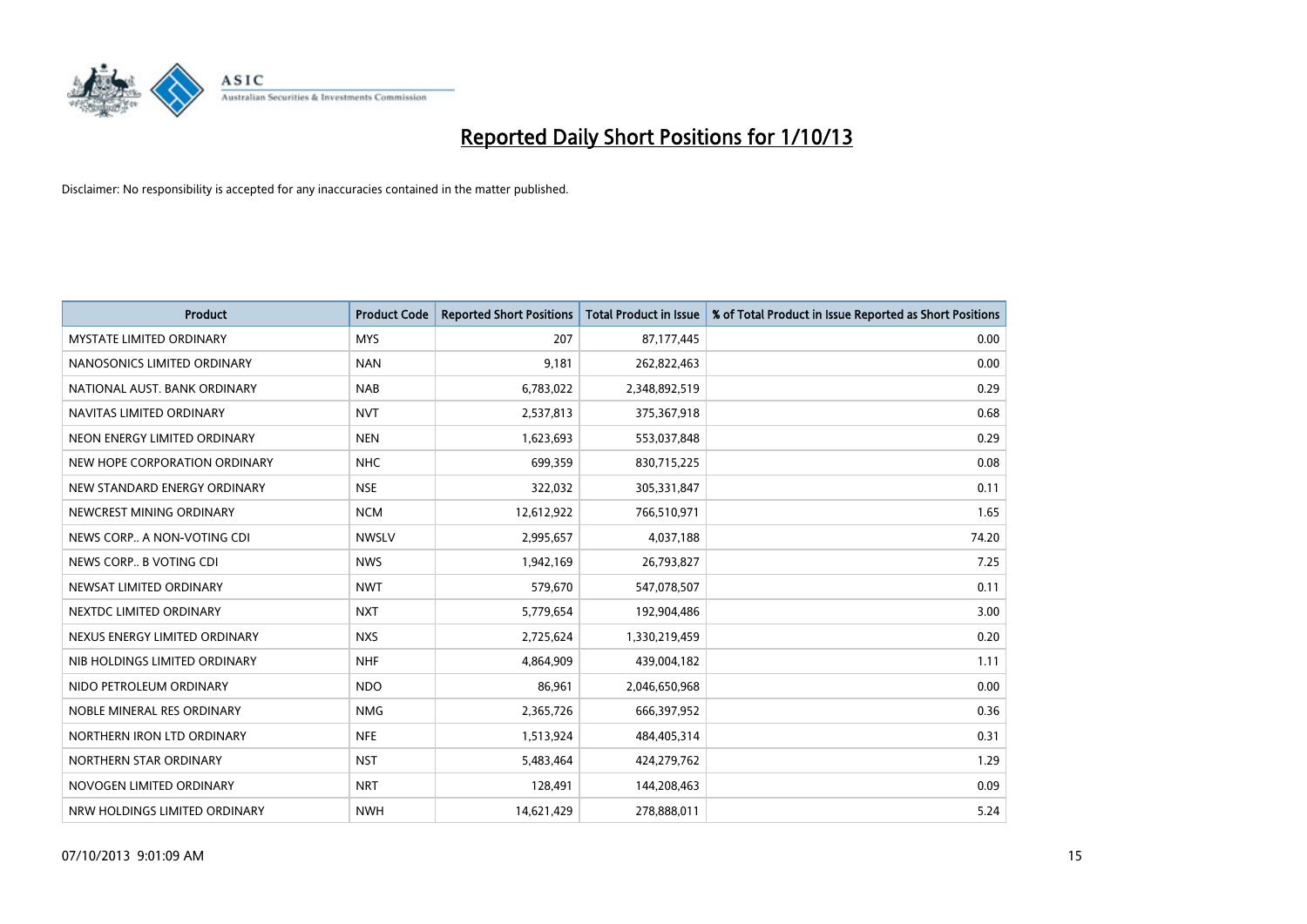# Reported Daily Short Positions for 1/10/13

Disclaimer: No responsibility is accepted for any inaccuracies contained in the matter published.

| Product | Product Code | Reported Short Positions | Total Product in Issue | % of Total Product in Issue Reported as Short Positions |
|---|---|---|---|---|
| MYSTATE LIMITED ORDINARY | MYS | 207 | 87,177,445 | 0.00 |
| NANOSONICS LIMITED ORDINARY | NAN | 9,181 | 262,822,463 | 0.00 |
| NATIONAL AUST. BANK ORDINARY | NAB | 6,783,022 | 2,348,892,519 | 0.29 |
| NAVITAS LIMITED ORDINARY | NVT | 2,537,813 | 375,367,918 | 0.68 |
| NEON ENERGY LIMITED ORDINARY | NEN | 1,623,693 | 553,037,848 | 0.29 |
| NEW HOPE CORPORATION ORDINARY | NHC | 699,359 | 830,715,225 | 0.08 |
| NEW STANDARD ENERGY ORDINARY | NSE | 322,032 | 305,331,847 | 0.11 |
| NEWCREST MINING ORDINARY | NCM | 12,612,922 | 766,510,971 | 1.65 |
| NEWS CORP.. A NON-VOTING CDI | NWSLV | 2,995,657 | 4,037,188 | 74.20 |
| NEWS CORP.. B VOTING CDI | NWS | 1,942,169 | 26,793,827 | 7.25 |
| NEWSAT LIMITED ORDINARY | NWT | 579,670 | 547,078,507 | 0.11 |
| NEXTDC LIMITED ORDINARY | NXT | 5,779,654 | 192,904,486 | 3.00 |
| NEXUS ENERGY LIMITED ORDINARY | NXS | 2,725,624 | 1,330,219,459 | 0.20 |
| NIB HOLDINGS LIMITED ORDINARY | NHF | 4,864,909 | 439,004,182 | 1.11 |
| NIDO PETROLEUM ORDINARY | NDO | 86,961 | 2,046,650,968 | 0.00 |
| NOBLE MINERAL RES ORDINARY | NMG | 2,365,726 | 666,397,952 | 0.36 |
| NORTHERN IRON LTD ORDINARY | NFE | 1,513,924 | 484,405,314 | 0.31 |
| NORTHERN STAR ORDINARY | NST | 5,483,464 | 424,279,762 | 1.29 |
| NOVOGEN LIMITED ORDINARY | NRT | 128,491 | 144,208,463 | 0.09 |
| NRW HOLDINGS LIMITED ORDINARY | NWH | 14,621,429 | 278,888,011 | 5.24 |

07/10/2013 9:01:09 AM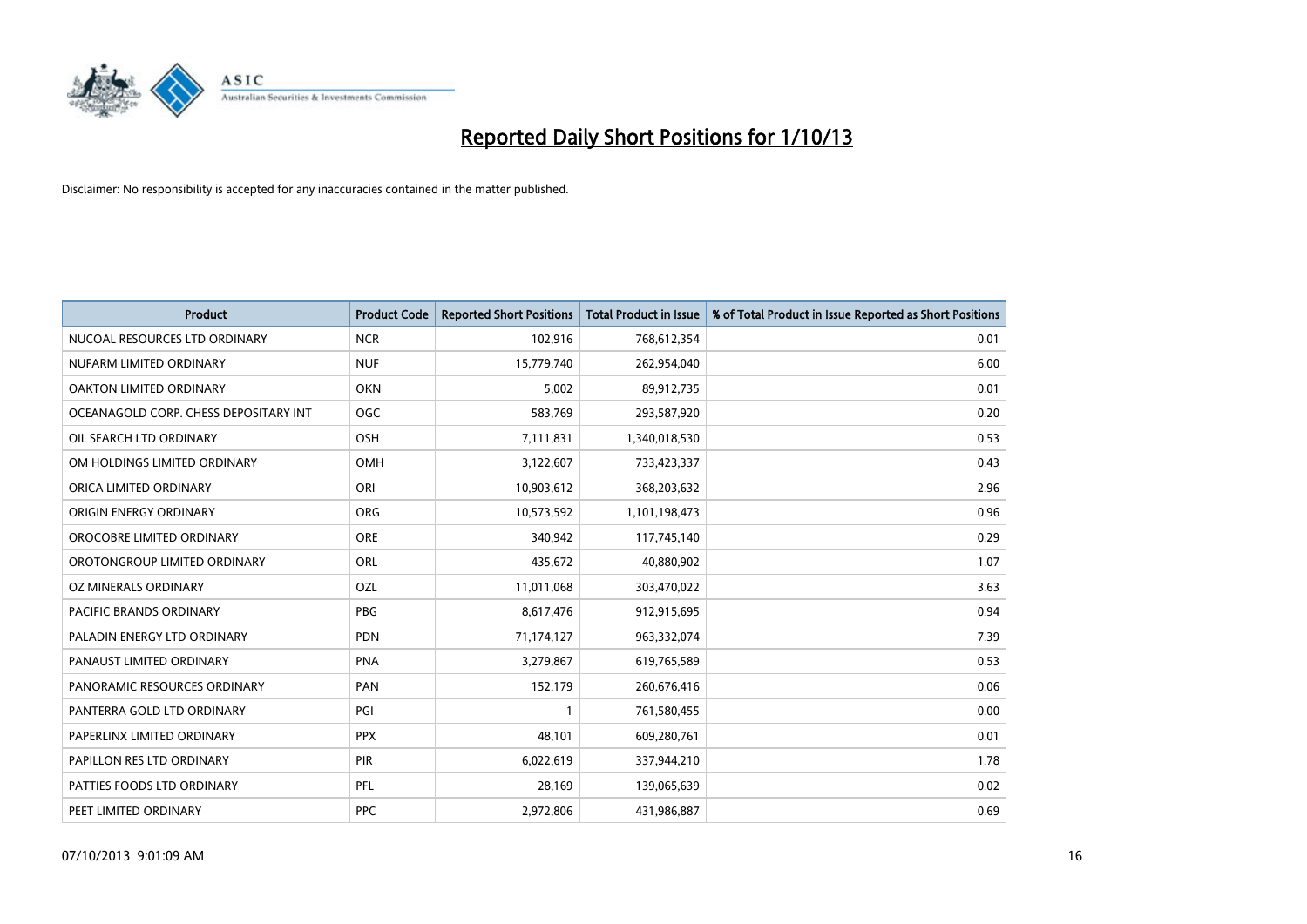# Reported Daily Short Positions for 1/10/13

Disclaimer: No responsibility is accepted for any inaccuracies contained in the matter published.

| Product | Product Code | Reported Short Positions | Total Product in Issue | % of Total Product in Issue Reported as Short Positions |
|---|---|---|---|---|
| NUCOAL RESOURCES LTD ORDINARY | NCR | 102,916 | 768,612,354 | 0.01 |
| NUFARM LIMITED ORDINARY | NUF | 15,779,740 | 262,954,040 | 6.00 |
| OAKTON LIMITED ORDINARY | OKN | 5,002 | 89,912,735 | 0.01 |
| OCEANAGOLD CORP. CHESS DEPOSITARY INT | OGC | 583,769 | 293,587,920 | 0.20 |
| OIL SEARCH LTD ORDINARY | OSH | 7,111,831 | 1,340,018,530 | 0.53 |
| OM HOLDINGS LIMITED ORDINARY | OMH | 3,122,607 | 733,423,337 | 0.43 |
| ORICA LIMITED ORDINARY | ORI | 10,903,612 | 368,203,632 | 2.96 |
| ORIGIN ENERGY ORDINARY | ORG | 10,573,592 | 1,101,198,473 | 0.96 |
| OROCOBRE LIMITED ORDINARY | ORE | 340,942 | 117,745,140 | 0.29 |
| OROTONGROUP LIMITED ORDINARY | ORL | 435,672 | 40,880,902 | 1.07 |
| OZ MINERALS ORDINARY | OZL | 11,011,068 | 303,470,022 | 3.63 |
| PACIFIC BRANDS ORDINARY | PBG | 8,617,476 | 912,915,695 | 0.94 |
| PALADIN ENERGY LTD ORDINARY | PDN | 71,174,127 | 963,332,074 | 7.39 |
| PANAUST LIMITED ORDINARY | PNA | 3,279,867 | 619,765,589 | 0.53 |
| PANORAMIC RESOURCES ORDINARY | PAN | 152,179 | 260,676,416 | 0.06 |
| PANTERRA GOLD LTD ORDINARY | PGI | 1 | 761,580,455 | 0.00 |
| PAPERLINX LIMITED ORDINARY | PPX | 48,101 | 609,280,761 | 0.01 |
| PAPILLON RES LTD ORDINARY | PIR | 6,022,619 | 337,944,210 | 1.78 |
| PATTIES FOODS LTD ORDINARY | PFL | 28,169 | 139,065,639 | 0.02 |
| PEET LIMITED ORDINARY | PPC | 2,972,806 | 431,986,887 | 0.69 |

07/10/2013 9:01:09 AM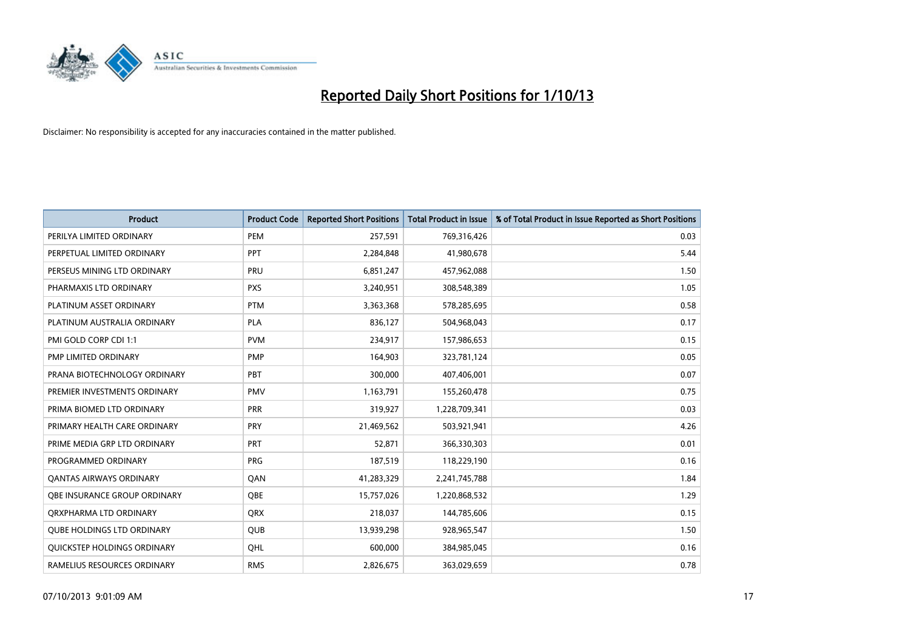# Reported Daily Short Positions for 1/10/13

Disclaimer: No responsibility is accepted for any inaccuracies contained in the matter published.

| Product | Product Code | Reported Short Positions | Total Product in Issue | % of Total Product in Issue Reported as Short Positions |
|---|---|---|---|---|
| PERILYA LIMITED ORDINARY | PEM | 257,591 | 769,316,426 | 0.03 |
| PERPETUAL LIMITED ORDINARY | PPT | 2,284,848 | 41,980,678 | 5.44 |
| PERSEUS MINING LTD ORDINARY | PRU | 6,851,247 | 457,962,088 | 1.50 |
| PHARMAXIS LTD ORDINARY | PXS | 3,240,951 | 308,548,389 | 1.05 |
| PLATINUM ASSET ORDINARY | PTM | 3,363,368 | 578,285,695 | 0.58 |
| PLATINUM AUSTRALIA ORDINARY | PLA | 836,127 | 504,968,043 | 0.17 |
| PMI GOLD CORP CDI 1:1 | PVM | 234,917 | 157,986,653 | 0.15 |
| PMP LIMITED ORDINARY | PMP | 164,903 | 323,781,124 | 0.05 |
| PRANA BIOTECHNOLOGY ORDINARY | PBT | 300,000 | 407,406,001 | 0.07 |
| PREMIER INVESTMENTS ORDINARY | PMV | 1,163,791 | 155,260,478 | 0.75 |
| PRIMA BIOMED LTD ORDINARY | PRR | 319,927 | 1,228,709,341 | 0.03 |
| PRIMARY HEALTH CARE ORDINARY | PRY | 21,469,562 | 503,921,941 | 4.26 |
| PRIME MEDIA GRP LTD ORDINARY | PRT | 52,871 | 366,330,303 | 0.01 |
| PROGRAMMED ORDINARY | PRG | 187,519 | 118,229,190 | 0.16 |
| QANTAS AIRWAYS ORDINARY | QAN | 41,283,329 | 2,241,745,788 | 1.84 |
| QBE INSURANCE GROUP ORDINARY | QBE | 15,757,026 | 1,220,868,532 | 1.29 |
| QRXPHARMA LTD ORDINARY | QRX | 218,037 | 144,785,606 | 0.15 |
| QUBE HOLDINGS LTD ORDINARY | QUB | 13,939,298 | 928,965,547 | 1.50 |
| QUICKSTEP HOLDINGS ORDINARY | QHL | 600,000 | 384,985,045 | 0.16 |
| RAMELIUS RESOURCES ORDINARY | RMS | 2,826,675 | 363,029,659 | 0.78 |

07/10/2013 9:01:09 AM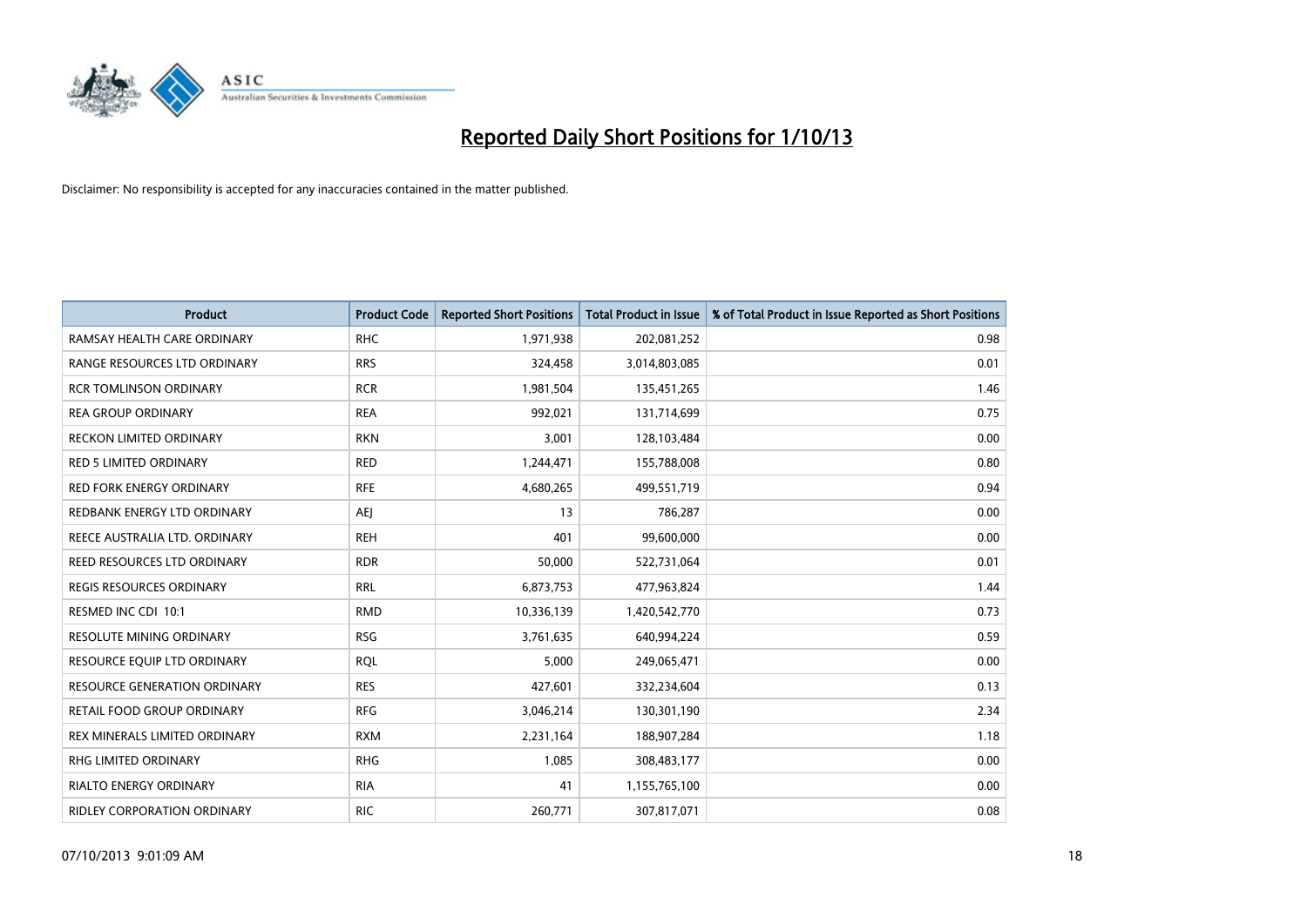# Reported Daily Short Positions for 1/10/13

Disclaimer: No responsibility is accepted for any inaccuracies contained in the matter published.

| Product | Product Code | Reported Short Positions | Total Product in Issue | % of Total Product in Issue Reported as Short Positions |
|---|---|---|---|---|
| RAMSAY HEALTH CARE ORDINARY | RHC | 1,971,938 | 202,081,252 | 0.98 |
| RANGE RESOURCES LTD ORDINARY | RRS | 324,458 | 3,014,803,085 | 0.01 |
| RCR TOMLINSON ORDINARY | RCR | 1,981,504 | 135,451,265 | 1.46 |
| REA GROUP ORDINARY | REA | 992,021 | 131,714,699 | 0.75 |
| RECKON LIMITED ORDINARY | RKN | 3,001 | 128,103,484 | 0.00 |
| RED 5 LIMITED ORDINARY | RED | 1,244,471 | 155,788,008 | 0.80 |
| RED FORK ENERGY ORDINARY | RFE | 4,680,265 | 499,551,719 | 0.94 |
| REDBANK ENERGY LTD ORDINARY | AEJ | 13 | 786,287 | 0.00 |
| REECE AUSTRALIA LTD. ORDINARY | REH | 401 | 99,600,000 | 0.00 |
| REED RESOURCES LTD ORDINARY | RDR | 50,000 | 522,731,064 | 0.01 |
| REGIS RESOURCES ORDINARY | RRL | 6,873,753 | 477,963,824 | 1.44 |
| RESMED INC CDI 10:1 | RMD | 10,336,139 | 1,420,542,770 | 0.73 |
| RESOLUTE MINING ORDINARY | RSG | 3,761,635 | 640,994,224 | 0.59 |
| RESOURCE EQUIP LTD ORDINARY | RQL | 5,000 | 249,065,471 | 0.00 |
| RESOURCE GENERATION ORDINARY | RES | 427,601 | 332,234,604 | 0.13 |
| RETAIL FOOD GROUP ORDINARY | RFG | 3,046,214 | 130,301,190 | 2.34 |
| REX MINERALS LIMITED ORDINARY | RXM | 2,231,164 | 188,907,284 | 1.18 |
| RHG LIMITED ORDINARY | RHG | 1,085 | 308,483,177 | 0.00 |
| RIALTO ENERGY ORDINARY | RIA | 41 | 1,155,765,100 | 0.00 |
| RIDLEY CORPORATION ORDINARY | RIC | 260,771 | 307,817,071 | 0.08 |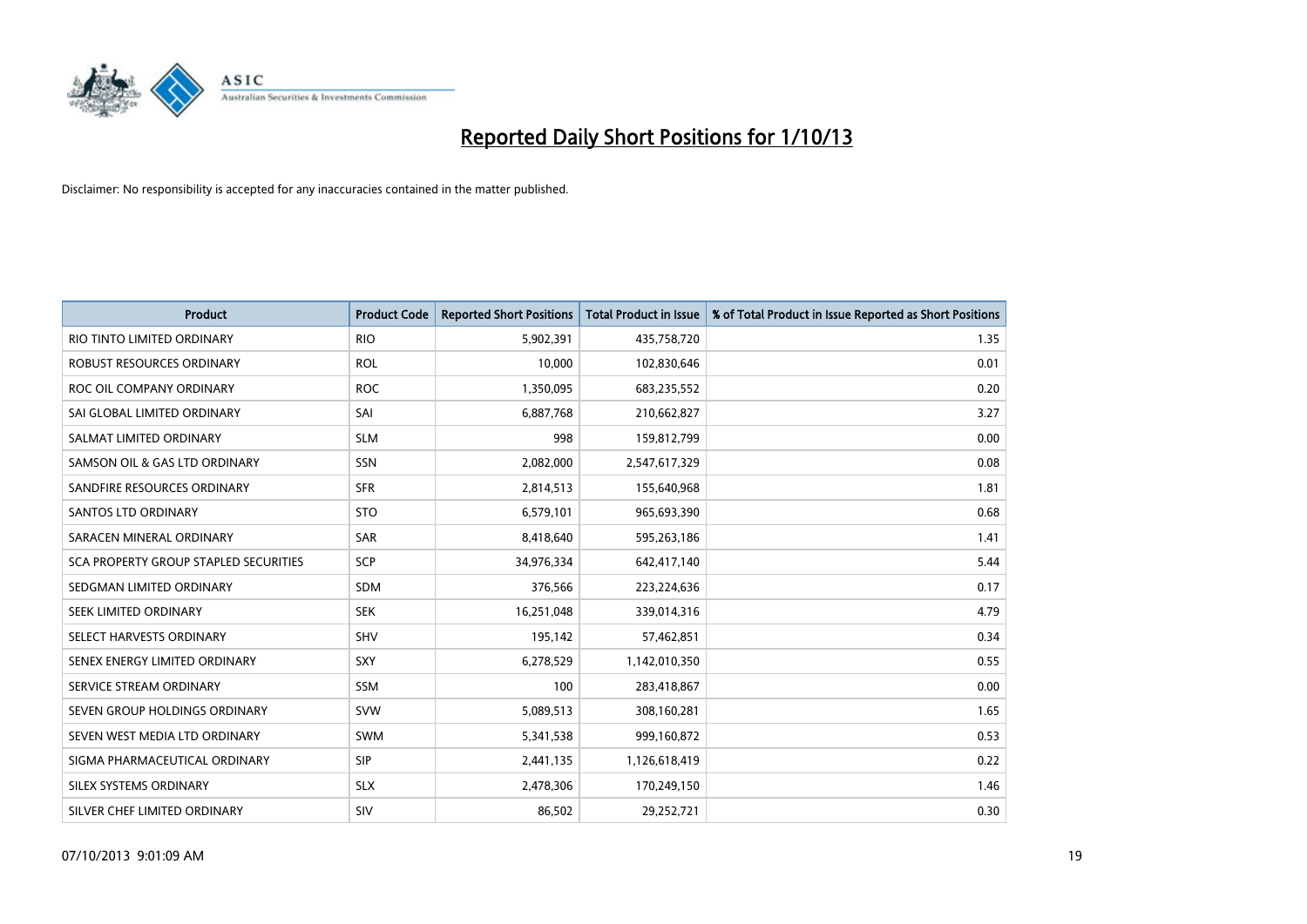# Reported Daily Short Positions for 1/10/13

Disclaimer: No responsibility is accepted for any inaccuracies contained in the matter published.

| Product | Product Code | Reported Short Positions | Total Product in Issue | % of Total Product in Issue Reported as Short Positions |
|---|---|---|---|---|
| RIO TINTO LIMITED ORDINARY | RIO | 5,902,391 | 435,758,720 | 1.35 |
| ROBUST RESOURCES ORDINARY | ROL | 10,000 | 102,830,646 | 0.01 |
| ROC OIL COMPANY ORDINARY | ROC | 1,350,095 | 683,235,552 | 0.20 |
| SAI GLOBAL LIMITED ORDINARY | SAI | 6,887,768 | 210,662,827 | 3.27 |
| SALMAT LIMITED ORDINARY | SLM | 998 | 159,812,799 | 0.00 |
| SAMSON OIL & GAS LTD ORDINARY | SSN | 2,082,000 | 2,547,617,329 | 0.08 |
| SANDFIRE RESOURCES ORDINARY | SFR | 2,814,513 | 155,640,968 | 1.81 |
| SANTOS LTD ORDINARY | STO | 6,579,101 | 965,693,390 | 0.68 |
| SARACEN MINERAL ORDINARY | SAR | 8,418,640 | 595,263,186 | 1.41 |
| SCA PROPERTY GROUP STAPLED SECURITIES | SCP | 34,976,334 | 642,417,140 | 5.44 |
| SEDGMAN LIMITED ORDINARY | SDM | 376,566 | 223,224,636 | 0.17 |
| SEEK LIMITED ORDINARY | SEK | 16,251,048 | 339,014,316 | 4.79 |
| SELECT HARVESTS ORDINARY | SHV | 195,142 | 57,462,851 | 0.34 |
| SENEX ENERGY LIMITED ORDINARY | SXY | 6,278,529 | 1,142,010,350 | 0.55 |
| SERVICE STREAM ORDINARY | SSM | 100 | 283,418,867 | 0.00 |
| SEVEN GROUP HOLDINGS ORDINARY | SVW | 5,089,513 | 308,160,281 | 1.65 |
| SEVEN WEST MEDIA LTD ORDINARY | SWM | 5,341,538 | 999,160,872 | 0.53 |
| SIGMA PHARMACEUTICAL ORDINARY | SIP | 2,441,135 | 1,126,618,419 | 0.22 |
| SILEX SYSTEMS ORDINARY | SLX | 2,478,306 | 170,249,150 | 1.46 |
| SILVER CHEF LIMITED ORDINARY | SIV | 86,502 | 29,252,721 | 0.30 |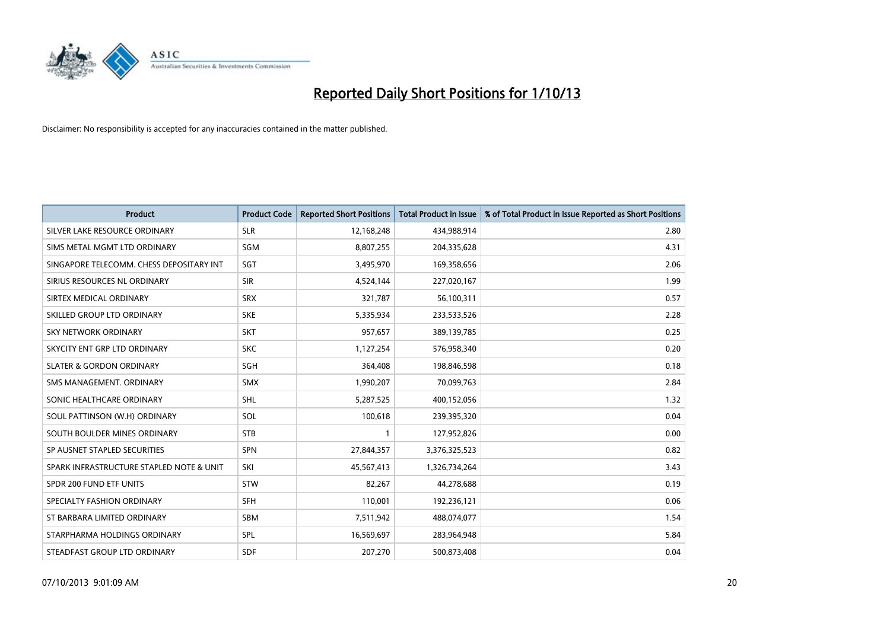# Reported Daily Short Positions for 1/10/13

Disclaimer: No responsibility is accepted for any inaccuracies contained in the matter published.

| Product | Product Code | Reported Short Positions | Total Product in Issue | % of Total Product in Issue Reported as Short Positions |
|---|---|---|---|---|
| SILVER LAKE RESOURCE ORDINARY | SLR | 12,168,248 | 434,988,914 | 2.80 |
| SIMS METAL MGMT LTD ORDINARY | SGM | 8,807,255 | 204,335,628 | 4.31 |
| SINGAPORE TELECOMM. CHESS DEPOSITARY INT | SGT | 3,495,970 | 169,358,656 | 2.06 |
| SIRIUS RESOURCES NL ORDINARY | SIR | 4,524,144 | 227,020,167 | 1.99 |
| SIRTEX MEDICAL ORDINARY | SRX | 321,787 | 56,100,311 | 0.57 |
| SKILLED GROUP LTD ORDINARY | SKE | 5,335,934 | 233,533,526 | 2.28 |
| SKY NETWORK ORDINARY | SKT | 957,657 | 389,139,785 | 0.25 |
| SKYCITY ENT GRP LTD ORDINARY | SKC | 1,127,254 | 576,958,340 | 0.20 |
| SLATER & GORDON ORDINARY | SGH | 364,408 | 198,846,598 | 0.18 |
| SMS MANAGEMENT. ORDINARY | SMX | 1,990,207 | 70,099,763 | 2.84 |
| SONIC HEALTHCARE ORDINARY | SHL | 5,287,525 | 400,152,056 | 1.32 |
| SOUL PATTINSON (W.H) ORDINARY | SOL | 100,618 | 239,395,320 | 0.04 |
| SOUTH BOULDER MINES ORDINARY | STB | 1 | 127,952,826 | 0.00 |
| SP AUSNET STAPLED SECURITIES | SPN | 27,844,357 | 3,376,325,523 | 0.82 |
| SPARK INFRASTRUCTURE STAPLED NOTE & UNIT | SKI | 45,567,413 | 1,326,734,264 | 3.43 |
| SPDR 200 FUND ETF UNITS | STW | 82,267 | 44,278,688 | 0.19 |
| SPECIALTY FASHION ORDINARY | SFH | 110,001 | 192,236,121 | 0.06 |
| ST BARBARA LIMITED ORDINARY | SBM | 7,511,942 | 488,074,077 | 1.54 |
| STARPHARMA HOLDINGS ORDINARY | SPL | 16,569,697 | 283,964,948 | 5.84 |
| STEADFAST GROUP LTD ORDINARY | SDF | 207,270 | 500,873,408 | 0.04 |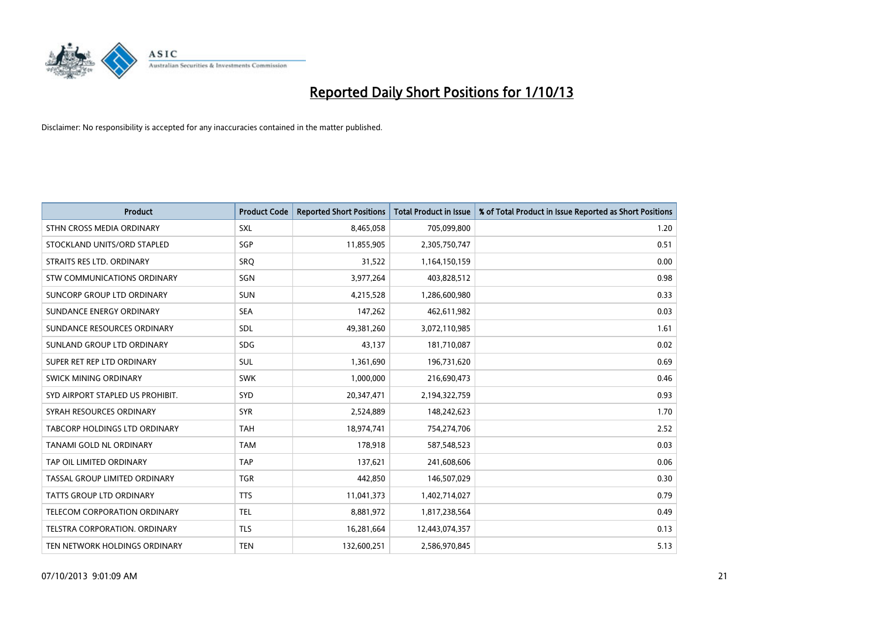# Reported Daily Short Positions for 1/10/13

Disclaimer: No responsibility is accepted for any inaccuracies contained in the matter published.

| Product | Product Code | Reported Short Positions | Total Product in Issue | % of Total Product in Issue Reported as Short Positions |
|---|---|---|---|---|
| STHN CROSS MEDIA ORDINARY | SXL | 8,465,058 | 705,099,800 | 1.20 |
| STOCKLAND UNITS/ORD STAPLED | SGP | 11,855,905 | 2,305,750,747 | 0.51 |
| STRAITS RES LTD. ORDINARY | SRQ | 31,522 | 1,164,150,159 | 0.00 |
| STW COMMUNICATIONS ORDINARY | SGN | 3,977,264 | 403,828,512 | 0.98 |
| SUNCORP GROUP LTD ORDINARY | SUN | 4,215,528 | 1,286,600,980 | 0.33 |
| SUNDANCE ENERGY ORDINARY | SEA | 147,262 | 462,611,982 | 0.03 |
| SUNDANCE RESOURCES ORDINARY | SDL | 49,381,260 | 3,072,110,985 | 1.61 |
| SUNLAND GROUP LTD ORDINARY | SDG | 43,137 | 181,710,087 | 0.02 |
| SUPER RET REP LTD ORDINARY | SUL | 1,361,690 | 196,731,620 | 0.69 |
| SWICK MINING ORDINARY | SWK | 1,000,000 | 216,690,473 | 0.46 |
| SYD AIRPORT STAPLED US PROHIBIT. | SYD | 20,347,471 | 2,194,322,759 | 0.93 |
| SYRAH RESOURCES ORDINARY | SYR | 2,524,889 | 148,242,623 | 1.70 |
| TABCORP HOLDINGS LTD ORDINARY | TAH | 18,974,741 | 754,274,706 | 2.52 |
| TANAMI GOLD NL ORDINARY | TAM | 178,918 | 587,548,523 | 0.03 |
| TAP OIL LIMITED ORDINARY | TAP | 137,621 | 241,608,606 | 0.06 |
| TASSAL GROUP LIMITED ORDINARY | TGR | 442,850 | 146,507,029 | 0.30 |
| TATTS GROUP LTD ORDINARY | TTS | 11,041,373 | 1,402,714,027 | 0.79 |
| TELECOM CORPORATION ORDINARY | TEL | 8,881,972 | 1,817,238,564 | 0.49 |
| TELSTRA CORPORATION. ORDINARY | TLS | 16,281,664 | 12,443,074,357 | 0.13 |
| TEN NETWORK HOLDINGS ORDINARY | TEN | 132,600,251 | 2,586,970,845 | 5.13 |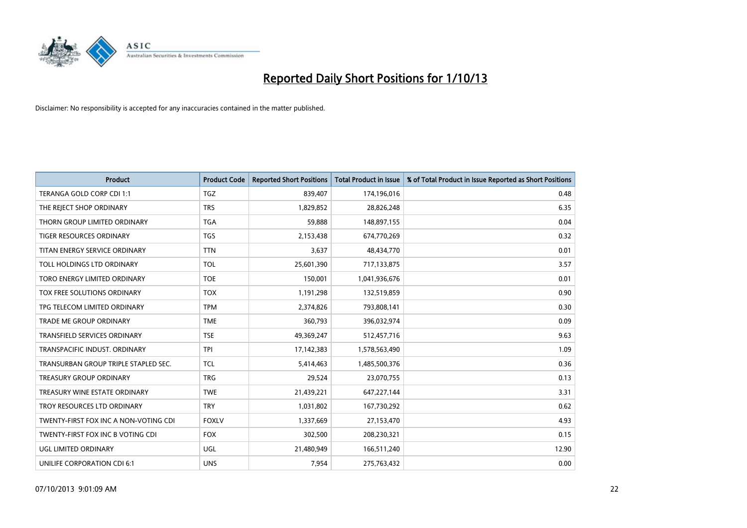# Reported Daily Short Positions for 1/10/13

Disclaimer: No responsibility is accepted for any inaccuracies contained in the matter published.

| Product | Product Code | Reported Short Positions | Total Product in Issue | % of Total Product in Issue Reported as Short Positions |
|---|---|---|---|---|
| TERANGA GOLD CORP CDI 1:1 | TGZ | 839,407 | 174,196,016 | 0.48 |
| THE REJECT SHOP ORDINARY | TRS | 1,829,852 | 28,826,248 | 6.35 |
| THORN GROUP LIMITED ORDINARY | TGA | 59,888 | 148,897,155 | 0.04 |
| TIGER RESOURCES ORDINARY | TGS | 2,153,438 | 674,770,269 | 0.32 |
| TITAN ENERGY SERVICE ORDINARY | TTN | 3,637 | 48,434,770 | 0.01 |
| TOLL HOLDINGS LTD ORDINARY | TOL | 25,601,390 | 717,133,875 | 3.57 |
| TORO ENERGY LIMITED ORDINARY | TOE | 150,001 | 1,041,936,676 | 0.01 |
| TOX FREE SOLUTIONS ORDINARY | TOX | 1,191,298 | 132,519,859 | 0.90 |
| TPG TELECOM LIMITED ORDINARY | TPM | 2,374,826 | 793,808,141 | 0.30 |
| TRADE ME GROUP ORDINARY | TME | 360,793 | 396,032,974 | 0.09 |
| TRANSFIELD SERVICES ORDINARY | TSE | 49,369,247 | 512,457,716 | 9.63 |
| TRANSPACIFIC INDUST. ORDINARY | TPI | 17,142,383 | 1,578,563,490 | 1.09 |
| TRANSURBAN GROUP TRIPLE STAPLED SEC. | TCL | 5,414,463 | 1,485,500,376 | 0.36 |
| TREASURY GROUP ORDINARY | TRG | 29,524 | 23,070,755 | 0.13 |
| TREASURY WINE ESTATE ORDINARY | TWE | 21,439,221 | 647,227,144 | 3.31 |
| TROY RESOURCES LTD ORDINARY | TRY | 1,031,802 | 167,730,292 | 0.62 |
| TWENTY-FIRST FOX INC A NON-VOTING CDI | FOXLV | 1,337,669 | 27,153,470 | 4.93 |
| TWENTY-FIRST FOX INC B VOTING CDI | FOX | 302,500 | 208,230,321 | 0.15 |
| UGL LIMITED ORDINARY | UGL | 21,480,949 | 166,511,240 | 12.90 |
| UNILIFE CORPORATION CDI 6:1 | UNS | 7,954 | 275,763,432 | 0.00 |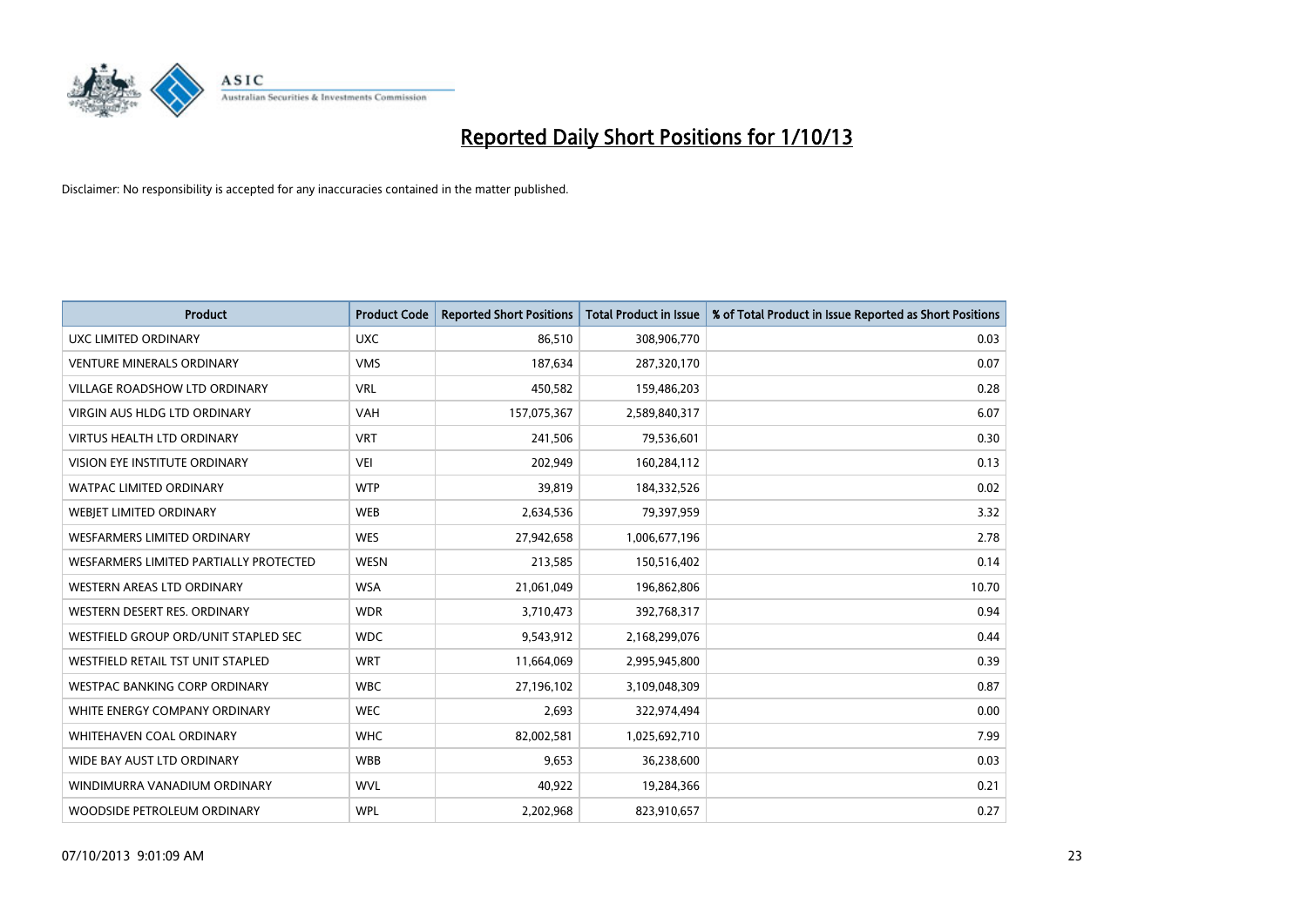# Reported Daily Short Positions for 1/10/13

Disclaimer: No responsibility is accepted for any inaccuracies contained in the matter published.

| Product | Product Code | Reported Short Positions | Total Product in Issue | % of Total Product in Issue Reported as Short Positions |
|---|---|---|---|---|
| UXC LIMITED ORDINARY | UXC | 86,510 | 308,906,770 | 0.03 |
| VENTURE MINERALS ORDINARY | VMS | 187,634 | 287,320,170 | 0.07 |
| VILLAGE ROADSHOW LTD ORDINARY | VRL | 450,582 | 159,486,203 | 0.28 |
| VIRGIN AUS HLDG LTD ORDINARY | VAH | 157,075,367 | 2,589,840,317 | 6.07 |
| VIRTUS HEALTH LTD ORDINARY | VRT | 241,506 | 79,536,601 | 0.30 |
| VISION EYE INSTITUTE ORDINARY | VEI | 202,949 | 160,284,112 | 0.13 |
| WATPAC LIMITED ORDINARY | WTP | 39,819 | 184,332,526 | 0.02 |
| WEBJET LIMITED ORDINARY | WEB | 2,634,536 | 79,397,959 | 3.32 |
| WESFARMERS LIMITED ORDINARY | WES | 27,942,658 | 1,006,677,196 | 2.78 |
| WESFARMERS LIMITED PARTIALLY PROTECTED | WESN | 213,585 | 150,516,402 | 0.14 |
| WESTERN AREAS LTD ORDINARY | WSA | 21,061,049 | 196,862,806 | 10.70 |
| WESTERN DESERT RES. ORDINARY | WDR | 3,710,473 | 392,768,317 | 0.94 |
| WESTFIELD GROUP ORD/UNIT STAPLED SEC | WDC | 9,543,912 | 2,168,299,076 | 0.44 |
| WESTFIELD RETAIL TST UNIT STAPLED | WRT | 11,664,069 | 2,995,945,800 | 0.39 |
| WESTPAC BANKING CORP ORDINARY | WBC | 27,196,102 | 3,109,048,309 | 0.87 |
| WHITE ENERGY COMPANY ORDINARY | WEC | 2,693 | 322,974,494 | 0.00 |
| WHITEHAVEN COAL ORDINARY | WHC | 82,002,581 | 1,025,692,710 | 7.99 |
| WIDE BAY AUST LTD ORDINARY | WBB | 9,653 | 36,238,600 | 0.03 |
| WINDIMURRA VANADIUM ORDINARY | WVL | 40,922 | 19,284,366 | 0.21 |
| WOODSIDE PETROLEUM ORDINARY | WPL | 2,202,968 | 823,910,657 | 0.27 |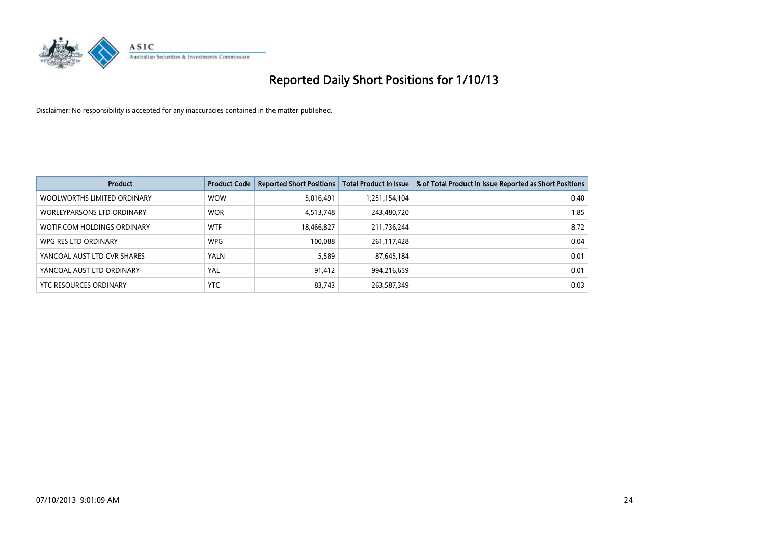# Reported Daily Short Positions for 1/10/13

Disclaimer: No responsibility is accepted for any inaccuracies contained in the matter published.

| Product | Product Code | Reported Short Positions | Total Product in Issue | % of Total Product in Issue Reported as Short Positions |
|---|---|---|---|---|
| WOOLWORTHS LIMITED ORDINARY | WOW | 5,016,491 | 1,251,154,104 | 0.40 |
| WORLEYPARSONS LTD ORDINARY | WOR | 4,513,748 | 243,480,720 | 1.85 |
| WOTIF.COM HOLDINGS ORDINARY | WTF | 18,466,827 | 211,736,244 | 8.72 |
| WPG RES LTD ORDINARY | WPG | 100,088 | 261,117,428 | 0.04 |
| YANCOAL AUST LTD CVR SHARES | YALN | 5,589 | 87,645,184 | 0.01 |
| YANCOAL AUST LTD ORDINARY | YAL | 91,412 | 994,216,659 | 0.01 |
| YTC RESOURCES ORDINARY | YTC | 83,743 | 263,587,349 | 0.03 |

07/10/2013 9:01:09 AM